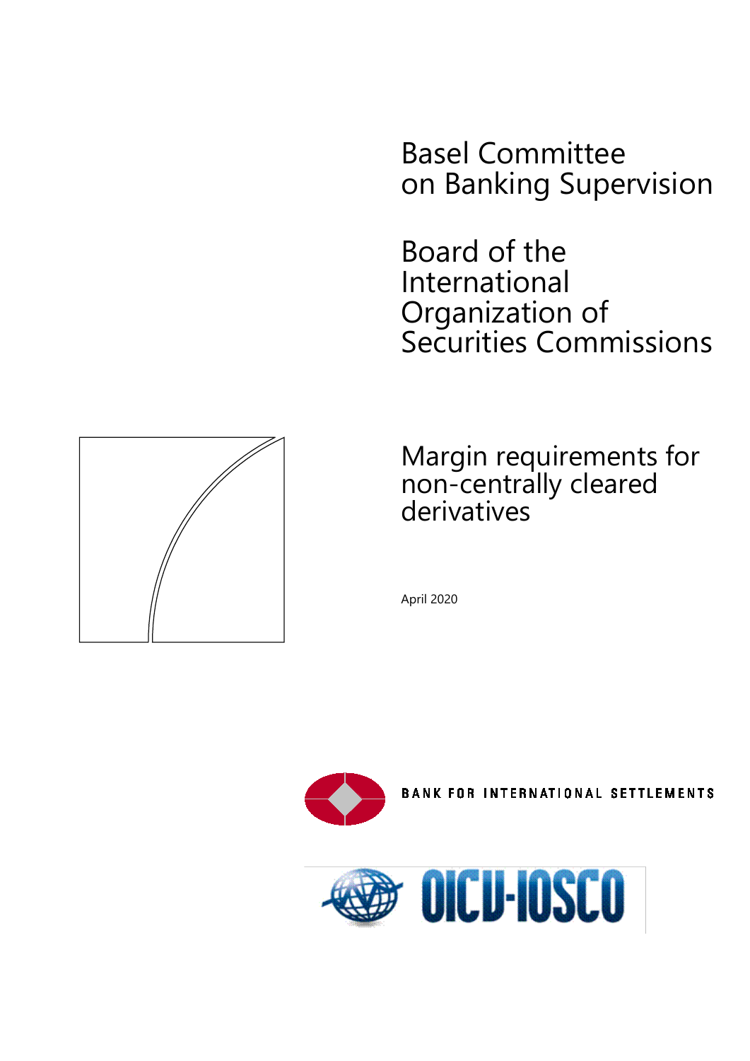# Basel Committee on Banking Supervision

# Board of the International Organization of Securities Commissions

## Margin requirements for non-centrally cleared derivatives

April 2020

BANK FOR INTERNATIONAL SETTLEMENTS

OICU-IOSCO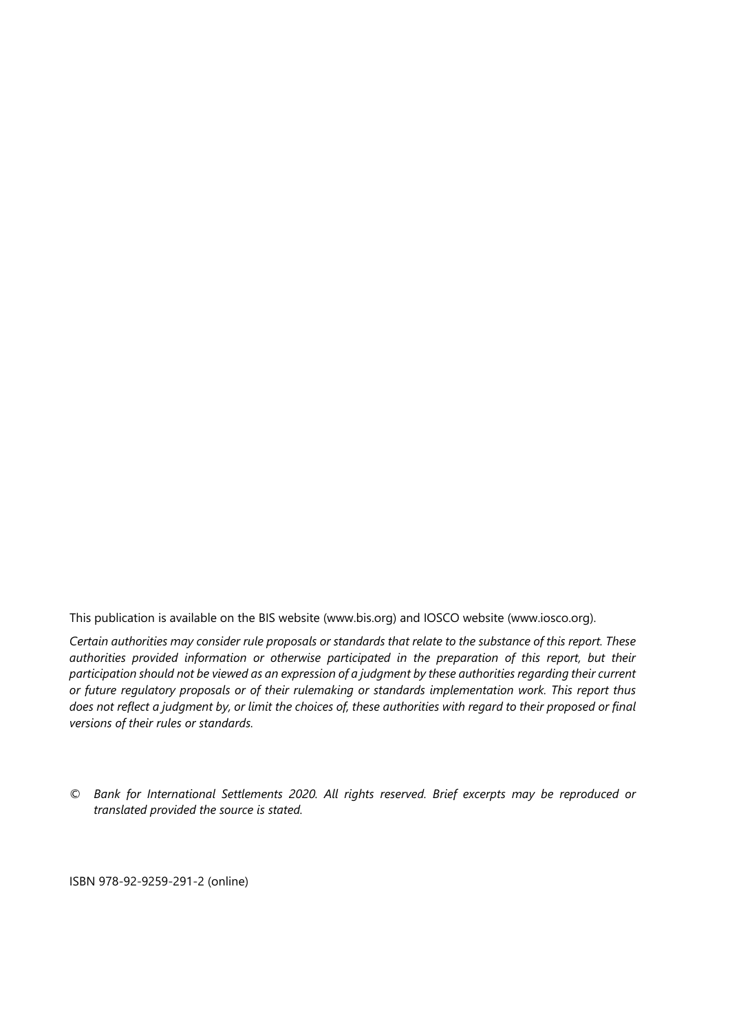This publication is available on the BIS website (www.bis.org) and IOSCO website (www.iosco.org).

*Certain authorities may consider rule proposals or standards that relate to the substance of this report. These authorities provided information or otherwise participated in the preparation of this report, but their participation should not be viewed as an expression of a judgment by these authorities regarding their current or future regulatory proposals or of their rulemaking or standards implementation work. This report thus does not reflect a judgment by, or limit the choices of, these authorities with regard to their proposed or final versions of their rules or standards.*

© *Bank for International Settlements 2020. All rights reserved. Brief excerpts may be reproduced or translated provided the source is stated.*

ISBN 978-92-9259-291-2 (online)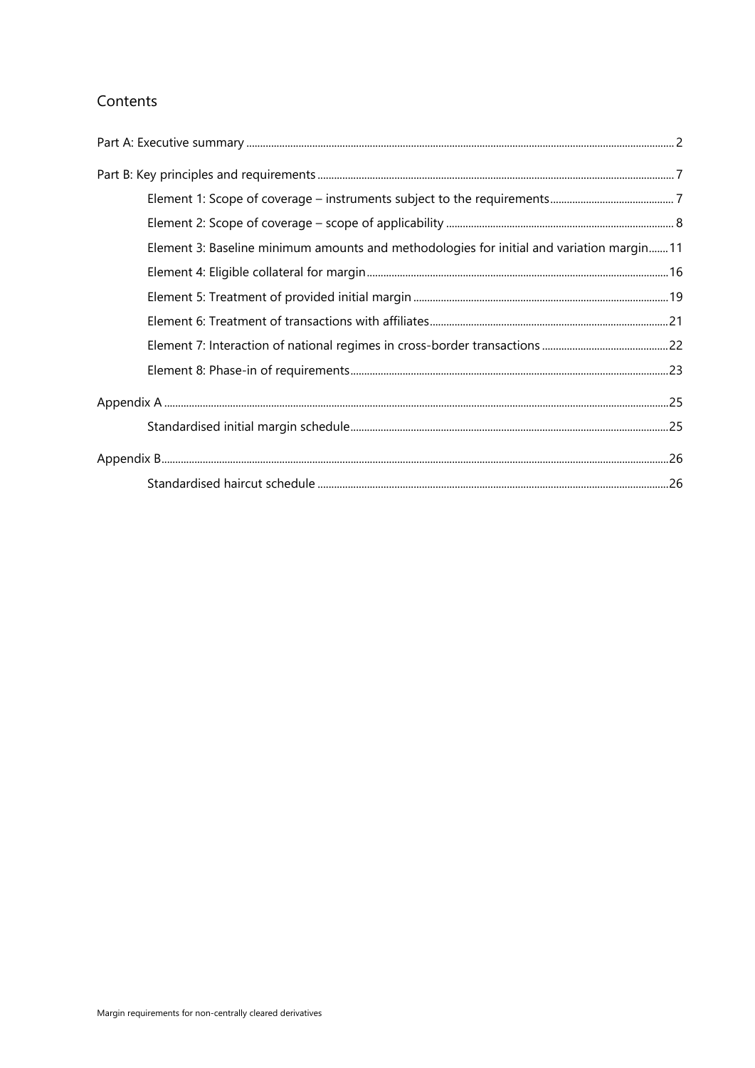## Contents

Part A: Executive summary ... 2

Part B: Key principles and requirements ... 7

- Element 1: Scope of coverage – instruments subject to the requirements ... 7
- Element 2: Scope of coverage – scope of applicability ... 8
- Element 3: Baseline minimum amounts and methodologies for initial and variation margin ... 11
- Element 4: Eligible collateral for margin ... 16
- Element 5: Treatment of provided initial margin ... 19
- Element 6: Treatment of transactions with affiliates ... 21
- Element 7: Interaction of national regimes in cross-border transactions ... 22
- Element 8: Phase-in of requirements ... 23

Appendix A ... 25

- Standardised initial margin schedule ... 25

Appendix B ... 26

- Standardised haircut schedule ... 26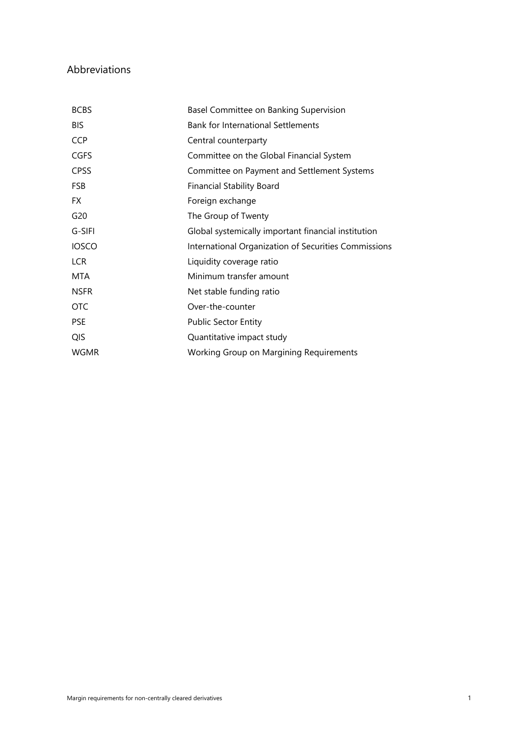## Abbreviations

| | |
|---|---|
| BCBS | Basel Committee on Banking Supervision |
| BIS | Bank for International Settlements |
| CCP | Central counterparty |
| CGFS | Committee on the Global Financial System |
| CPSS | Committee on Payment and Settlement Systems |
| FSB | Financial Stability Board |
| FX | Foreign exchange |
| G20 | The Group of Twenty |
| G-SIFI | Global systemically important financial institution |
| IOSCO | International Organization of Securities Commissions |
| LCR | Liquidity coverage ratio |
| MTA | Minimum transfer amount |
| NSFR | Net stable funding ratio |
| OTC | Over-the-counter |
| PSE | Public Sector Entity |
| QIS | Quantitative impact study |
| WGMR | Working Group on Margining Requirements |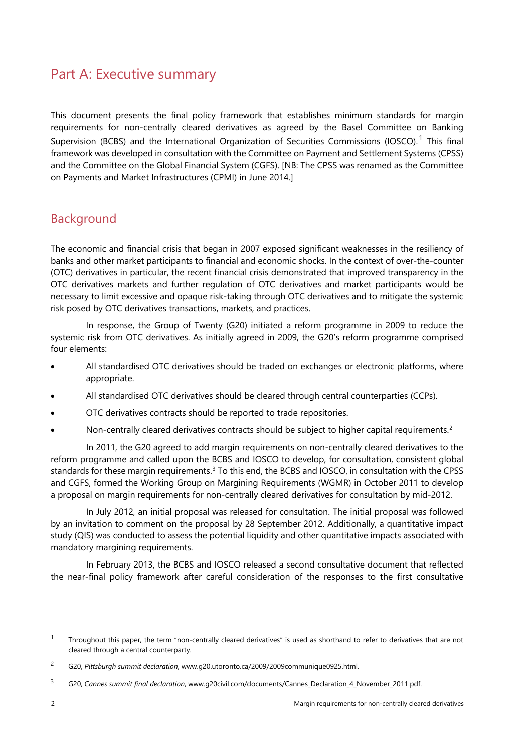# Part A: Executive summary

This document presents the final policy framework that establishes minimum standards for margin requirements for non-centrally cleared derivatives as agreed by the Basel Committee on Banking Supervision (BCBS) and the International Organization of Securities Commissions (IOSCO).[1] This final framework was developed in consultation with the Committee on Payment and Settlement Systems (CPSS) and the Committee on the Global Financial System (CGFS). [NB: The CPSS was renamed as the Committee on Payments and Market Infrastructures (CPMI) in June 2014.]

## Background

The economic and financial crisis that began in 2007 exposed significant weaknesses in the resiliency of banks and other market participants to financial and economic shocks. In the context of over-the-counter (OTC) derivatives in particular, the recent financial crisis demonstrated that improved transparency in the OTC derivatives markets and further regulation of OTC derivatives and market participants would be necessary to limit excessive and opaque risk-taking through OTC derivatives and to mitigate the systemic risk posed by OTC derivatives transactions, markets, and practices.

In response, the Group of Twenty (G20) initiated a reform programme in 2009 to reduce the systemic risk from OTC derivatives. As initially agreed in 2009, the G20's reform programme comprised four elements:

- All standardised OTC derivatives should be traded on exchanges or electronic platforms, where appropriate.
- All standardised OTC derivatives should be cleared through central counterparties (CCPs).
- OTC derivatives contracts should be reported to trade repositories.
- Non-centrally cleared derivatives contracts should be subject to higher capital requirements.[2]

In 2011, the G20 agreed to add margin requirements on non-centrally cleared derivatives to the reform programme and called upon the BCBS and IOSCO to develop, for consultation, consistent global standards for these margin requirements.[3] To this end, the BCBS and IOSCO, in consultation with the CPSS and CGFS, formed the Working Group on Margining Requirements (WGMR) in October 2011 to develop a proposal on margin requirements for non-centrally cleared derivatives for consultation by mid-2012.

In July 2012, an initial proposal was released for consultation. The initial proposal was followed by an invitation to comment on the proposal by 28 September 2012. Additionally, a quantitative impact study (QIS) was conducted to assess the potential liquidity and other quantitative impacts associated with mandatory margining requirements.

In February 2013, the BCBS and IOSCO released a second consultative document that reflected the near-final policy framework after careful consideration of the responses to the first consultative

[1] Throughout this paper, the term "non-centrally cleared derivatives" is used as shorthand to refer to derivatives that are not cleared through a central counterparty.

[2] G20, *Pittsburgh summit declaration*, www.g20.utoronto.ca/2009/2009communique0925.html.

[3] G20, *Cannes summit final declaration*, www.g20civil.com/documents/Cannes_Declaration_4_November_2011.pdf.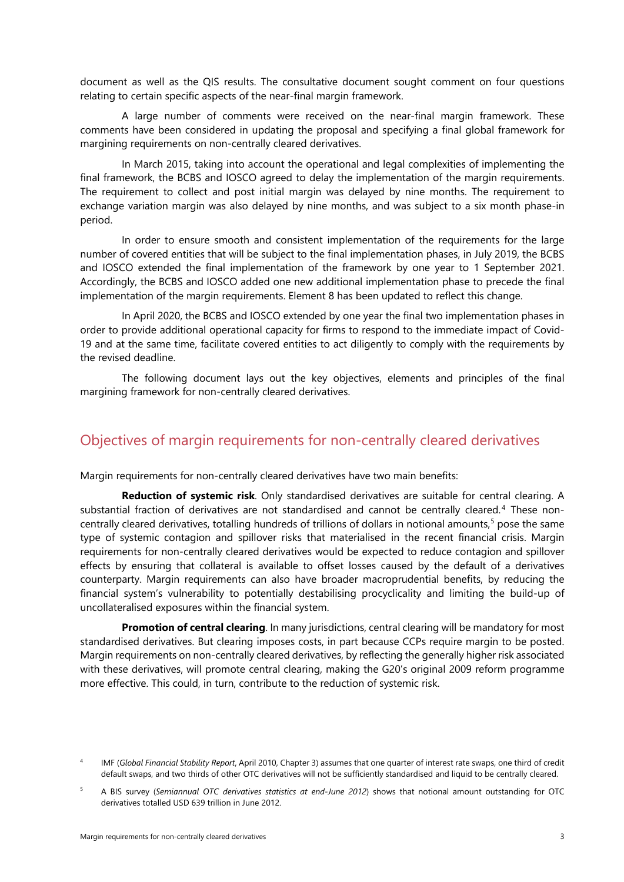document as well as the QIS results. The consultative document sought comment on four questions relating to certain specific aspects of the near-final margin framework.

A large number of comments were received on the near-final margin framework. These comments have been considered in updating the proposal and specifying a final global framework for margining requirements on non-centrally cleared derivatives.

In March 2015, taking into account the operational and legal complexities of implementing the final framework, the BCBS and IOSCO agreed to delay the implementation of the margin requirements. The requirement to collect and post initial margin was delayed by nine months. The requirement to exchange variation margin was also delayed by nine months, and was subject to a six month phase-in period.

In order to ensure smooth and consistent implementation of the requirements for the large number of covered entities that will be subject to the final implementation phases, in July 2019, the BCBS and IOSCO extended the final implementation of the framework by one year to 1 September 2021. Accordingly, the BCBS and IOSCO added one new additional implementation phase to precede the final implementation of the margin requirements. Element 8 has been updated to reflect this change.

In April 2020, the BCBS and IOSCO extended by one year the final two implementation phases in order to provide additional operational capacity for firms to respond to the immediate impact of Covid-19 and at the same time, facilitate covered entities to act diligently to comply with the requirements by the revised deadline.

The following document lays out the key objectives, elements and principles of the final margining framework for non-centrally cleared derivatives.

## Objectives of margin requirements for non-centrally cleared derivatives

Margin requirements for non-centrally cleared derivatives have two main benefits:

**Reduction of systemic risk**. Only standardised derivatives are suitable for central clearing. A substantial fraction of derivatives are not standardised and cannot be centrally cleared.[4] These non-centrally cleared derivatives, totalling hundreds of trillions of dollars in notional amounts,[5] pose the same type of systemic contagion and spillover risks that materialised in the recent financial crisis. Margin requirements for non-centrally cleared derivatives would be expected to reduce contagion and spillover effects by ensuring that collateral is available to offset losses caused by the default of a derivatives counterparty. Margin requirements can also have broader macroprudential benefits, by reducing the financial system's vulnerability to potentially destabilising procyclicality and limiting the build-up of uncollateralised exposures within the financial system.

**Promotion of central clearing**. In many jurisdictions, central clearing will be mandatory for most standardised derivatives. But clearing imposes costs, in part because CCPs require margin to be posted. Margin requirements on non-centrally cleared derivatives, by reflecting the generally higher risk associated with these derivatives, will promote central clearing, making the G20's original 2009 reform programme more effective. This could, in turn, contribute to the reduction of systemic risk.

[4] IMF (*Global Financial Stability Report*, April 2010, Chapter 3) assumes that one quarter of interest rate swaps, one third of credit default swaps, and two thirds of other OTC derivatives will not be sufficiently standardised and liquid to be centrally cleared.

[5] A BIS survey (*Semiannual OTC derivatives statistics at end-June 2012*) shows that notional amount outstanding for OTC derivatives totalled USD 639 trillion in June 2012.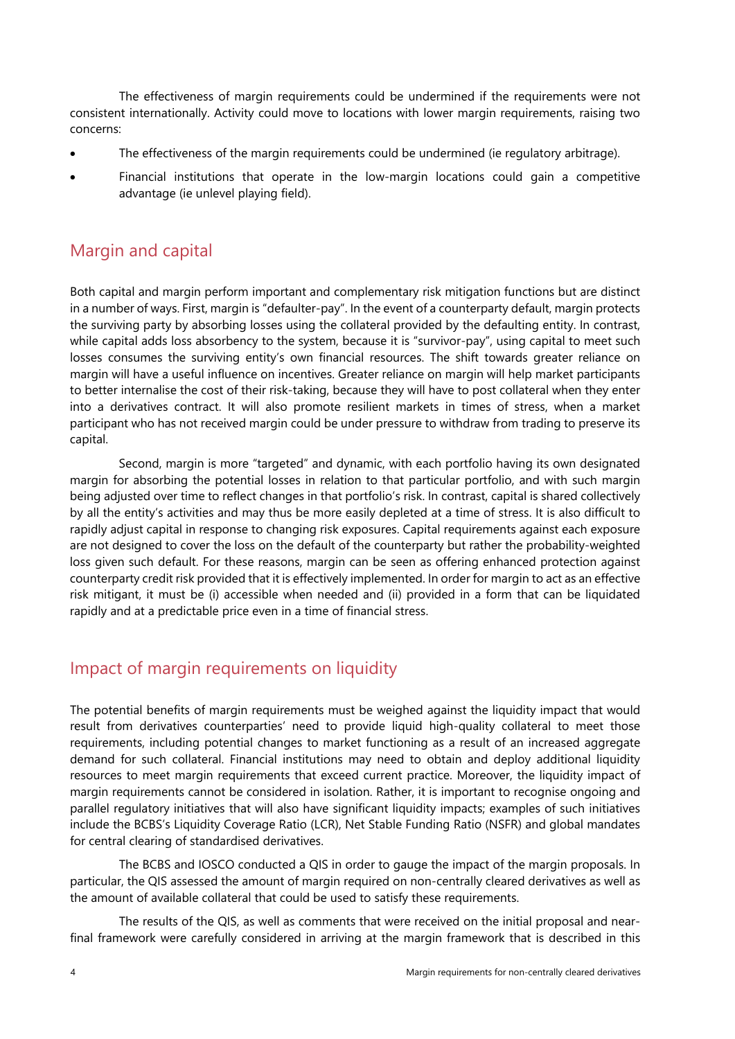The effectiveness of margin requirements could be undermined if the requirements were not consistent internationally. Activity could move to locations with lower margin requirements, raising two concerns:

- The effectiveness of the margin requirements could be undermined (ie regulatory arbitrage).
- Financial institutions that operate in the low-margin locations could gain a competitive advantage (ie unlevel playing field).

## Margin and capital

Both capital and margin perform important and complementary risk mitigation functions but are distinct in a number of ways. First, margin is "defaulter-pay". In the event of a counterparty default, margin protects the surviving party by absorbing losses using the collateral provided by the defaulting entity. In contrast, while capital adds loss absorbency to the system, because it is "survivor-pay", using capital to meet such losses consumes the surviving entity's own financial resources. The shift towards greater reliance on margin will have a useful influence on incentives. Greater reliance on margin will help market participants to better internalise the cost of their risk-taking, because they will have to post collateral when they enter into a derivatives contract. It will also promote resilient markets in times of stress, when a market participant who has not received margin could be under pressure to withdraw from trading to preserve its capital.

Second, margin is more "targeted" and dynamic, with each portfolio having its own designated margin for absorbing the potential losses in relation to that particular portfolio, and with such margin being adjusted over time to reflect changes in that portfolio's risk. In contrast, capital is shared collectively by all the entity's activities and may thus be more easily depleted at a time of stress. It is also difficult to rapidly adjust capital in response to changing risk exposures. Capital requirements against each exposure are not designed to cover the loss on the default of the counterparty but rather the probability-weighted loss given such default. For these reasons, margin can be seen as offering enhanced protection against counterparty credit risk provided that it is effectively implemented. In order for margin to act as an effective risk mitigant, it must be (i) accessible when needed and (ii) provided in a form that can be liquidated rapidly and at a predictable price even in a time of financial stress.

## Impact of margin requirements on liquidity

The potential benefits of margin requirements must be weighed against the liquidity impact that would result from derivatives counterparties' need to provide liquid high-quality collateral to meet those requirements, including potential changes to market functioning as a result of an increased aggregate demand for such collateral. Financial institutions may need to obtain and deploy additional liquidity resources to meet margin requirements that exceed current practice. Moreover, the liquidity impact of margin requirements cannot be considered in isolation. Rather, it is important to recognise ongoing and parallel regulatory initiatives that will also have significant liquidity impacts; examples of such initiatives include the BCBS's Liquidity Coverage Ratio (LCR), Net Stable Funding Ratio (NSFR) and global mandates for central clearing of standardised derivatives.

The BCBS and IOSCO conducted a QIS in order to gauge the impact of the margin proposals. In particular, the QIS assessed the amount of margin required on non-centrally cleared derivatives as well as the amount of available collateral that could be used to satisfy these requirements.

The results of the QIS, as well as comments that were received on the initial proposal and near-final framework were carefully considered in arriving at the margin framework that is described in this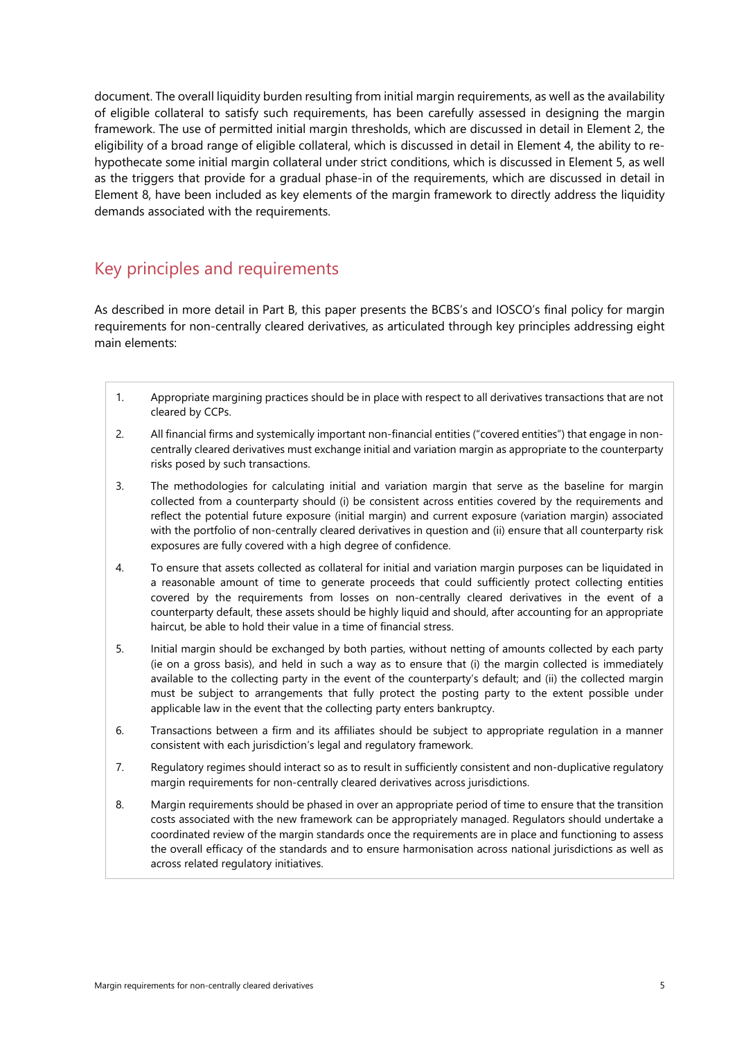document. The overall liquidity burden resulting from initial margin requirements, as well as the availability of eligible collateral to satisfy such requirements, has been carefully assessed in designing the margin framework. The use of permitted initial margin thresholds, which are discussed in detail in Element 2, the eligibility of a broad range of eligible collateral, which is discussed in detail in Element 4, the ability to re-hypothecate some initial margin collateral under strict conditions, which is discussed in Element 5, as well as the triggers that provide for a gradual phase-in of the requirements, which are discussed in detail in Element 8, have been included as key elements of the margin framework to directly address the liquidity demands associated with the requirements.

## Key principles and requirements

As described in more detail in Part B, this paper presents the BCBS's and IOSCO's final policy for margin requirements for non-centrally cleared derivatives, as articulated through key principles addressing eight main elements:

1. Appropriate margining practices should be in place with respect to all derivatives transactions that are not cleared by CCPs.
2. All financial firms and systemically important non-financial entities ("covered entities") that engage in non-centrally cleared derivatives must exchange initial and variation margin as appropriate to the counterparty risks posed by such transactions.
3. The methodologies for calculating initial and variation margin that serve as the baseline for margin collected from a counterparty should (i) be consistent across entities covered by the requirements and reflect the potential future exposure (initial margin) and current exposure (variation margin) associated with the portfolio of non-centrally cleared derivatives in question and (ii) ensure that all counterparty risk exposures are fully covered with a high degree of confidence.
4. To ensure that assets collected as collateral for initial and variation margin purposes can be liquidated in a reasonable amount of time to generate proceeds that could sufficiently protect collecting entities covered by the requirements from losses on non-centrally cleared derivatives in the event of a counterparty default, these assets should be highly liquid and should, after accounting for an appropriate haircut, be able to hold their value in a time of financial stress.
5. Initial margin should be exchanged by both parties, without netting of amounts collected by each party (ie on a gross basis), and held in such a way as to ensure that (i) the margin collected is immediately available to the collecting party in the event of the counterparty's default; and (ii) the collected margin must be subject to arrangements that fully protect the posting party to the extent possible under applicable law in the event that the collecting party enters bankruptcy.
6. Transactions between a firm and its affiliates should be subject to appropriate regulation in a manner consistent with each jurisdiction's legal and regulatory framework.
7. Regulatory regimes should interact so as to result in sufficiently consistent and non-duplicative regulatory margin requirements for non-centrally cleared derivatives across jurisdictions.
8. Margin requirements should be phased in over an appropriate period of time to ensure that the transition costs associated with the new framework can be appropriately managed. Regulators should undertake a coordinated review of the margin standards once the requirements are in place and functioning to assess the overall efficacy of the standards and to ensure harmonisation across national jurisdictions as well as across related regulatory initiatives.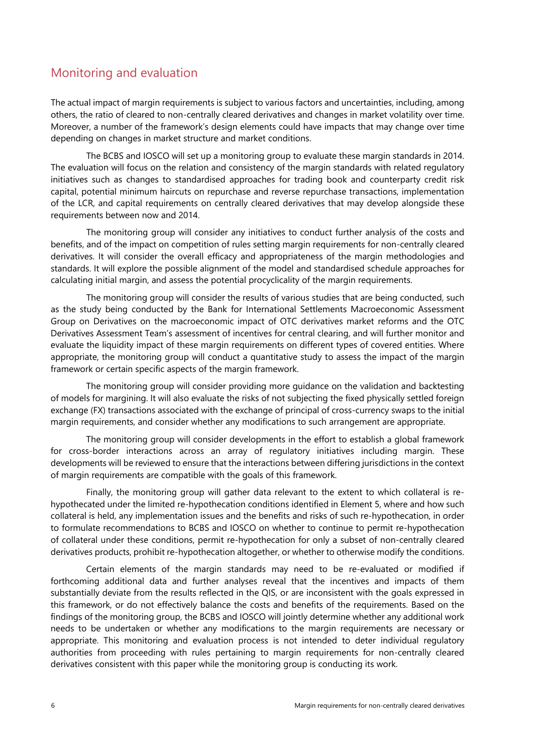## Monitoring and evaluation

The actual impact of margin requirements is subject to various factors and uncertainties, including, among others, the ratio of cleared to non-centrally cleared derivatives and changes in market volatility over time. Moreover, a number of the framework's design elements could have impacts that may change over time depending on changes in market structure and market conditions.

The BCBS and IOSCO will set up a monitoring group to evaluate these margin standards in 2014. The evaluation will focus on the relation and consistency of the margin standards with related regulatory initiatives such as changes to standardised approaches for trading book and counterparty credit risk capital, potential minimum haircuts on repurchase and reverse repurchase transactions, implementation of the LCR, and capital requirements on centrally cleared derivatives that may develop alongside these requirements between now and 2014.

The monitoring group will consider any initiatives to conduct further analysis of the costs and benefits, and of the impact on competition of rules setting margin requirements for non-centrally cleared derivatives. It will consider the overall efficacy and appropriateness of the margin methodologies and standards. It will explore the possible alignment of the model and standardised schedule approaches for calculating initial margin, and assess the potential procyclicality of the margin requirements.

The monitoring group will consider the results of various studies that are being conducted, such as the study being conducted by the Bank for International Settlements Macroeconomic Assessment Group on Derivatives on the macroeconomic impact of OTC derivatives market reforms and the OTC Derivatives Assessment Team's assessment of incentives for central clearing, and will further monitor and evaluate the liquidity impact of these margin requirements on different types of covered entities. Where appropriate, the monitoring group will conduct a quantitative study to assess the impact of the margin framework or certain specific aspects of the margin framework.

The monitoring group will consider providing more guidance on the validation and backtesting of models for margining. It will also evaluate the risks of not subjecting the fixed physically settled foreign exchange (FX) transactions associated with the exchange of principal of cross-currency swaps to the initial margin requirements, and consider whether any modifications to such arrangement are appropriate.

The monitoring group will consider developments in the effort to establish a global framework for cross-border interactions across an array of regulatory initiatives including margin. These developments will be reviewed to ensure that the interactions between differing jurisdictions in the context of margin requirements are compatible with the goals of this framework.

Finally, the monitoring group will gather data relevant to the extent to which collateral is re-hypothecated under the limited re-hypothecation conditions identified in Element 5, where and how such collateral is held, any implementation issues and the benefits and risks of such re-hypothecation, in order to formulate recommendations to BCBS and IOSCO on whether to continue to permit re-hypothecation of collateral under these conditions, permit re-hypothecation for only a subset of non-centrally cleared derivatives products, prohibit re-hypothecation altogether, or whether to otherwise modify the conditions.

Certain elements of the margin standards may need to be re-evaluated or modified if forthcoming additional data and further analyses reveal that the incentives and impacts of them substantially deviate from the results reflected in the QIS, or are inconsistent with the goals expressed in this framework, or do not effectively balance the costs and benefits of the requirements. Based on the findings of the monitoring group, the BCBS and IOSCO will jointly determine whether any additional work needs to be undertaken or whether any modifications to the margin requirements are necessary or appropriate. This monitoring and evaluation process is not intended to deter individual regulatory authorities from proceeding with rules pertaining to margin requirements for non-centrally cleared derivatives consistent with this paper while the monitoring group is conducting its work.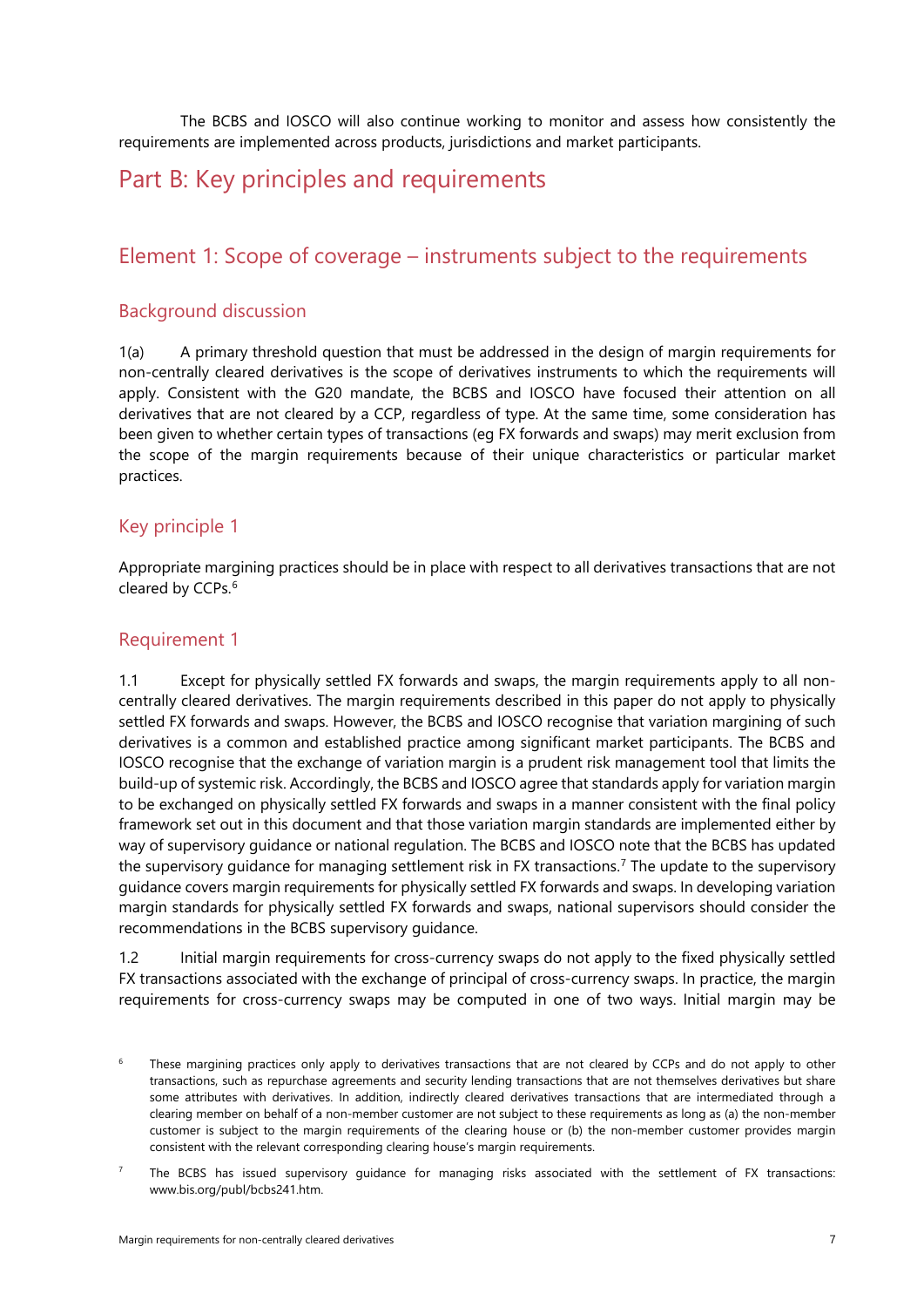The BCBS and IOSCO will also continue working to monitor and assess how consistently the requirements are implemented across products, jurisdictions and market participants.

# Part B: Key principles and requirements

## Element 1: Scope of coverage – instruments subject to the requirements

### Background discussion

1(a) A primary threshold question that must be addressed in the design of margin requirements for non-centrally cleared derivatives is the scope of derivatives instruments to which the requirements will apply. Consistent with the G20 mandate, the BCBS and IOSCO have focused their attention on all derivatives that are not cleared by a CCP, regardless of type. At the same time, some consideration has been given to whether certain types of transactions (eg FX forwards and swaps) may merit exclusion from the scope of the margin requirements because of their unique characteristics or particular market practices.

### Key principle 1

Appropriate margining practices should be in place with respect to all derivatives transactions that are not cleared by CCPs.[6]

### Requirement 1

1.1 Except for physically settled FX forwards and swaps, the margin requirements apply to all non-centrally cleared derivatives. The margin requirements described in this paper do not apply to physically settled FX forwards and swaps. However, the BCBS and IOSCO recognise that variation margining of such derivatives is a common and established practice among significant market participants. The BCBS and IOSCO recognise that the exchange of variation margin is a prudent risk management tool that limits the build-up of systemic risk. Accordingly, the BCBS and IOSCO agree that standards apply for variation margin to be exchanged on physically settled FX forwards and swaps in a manner consistent with the final policy framework set out in this document and that those variation margin standards are implemented either by way of supervisory guidance or national regulation. The BCBS and IOSCO note that the BCBS has updated the supervisory guidance for managing settlement risk in FX transactions.[7] The update to the supervisory guidance covers margin requirements for physically settled FX forwards and swaps. In developing variation margin standards for physically settled FX forwards and swaps, national supervisors should consider the recommendations in the BCBS supervisory guidance.

1.2 Initial margin requirements for cross-currency swaps do not apply to the fixed physically settled FX transactions associated with the exchange of principal of cross-currency swaps. In practice, the margin requirements for cross-currency swaps may be computed in one of two ways. Initial margin may be

[6] These margining practices only apply to derivatives transactions that are not cleared by CCPs and do not apply to other transactions, such as repurchase agreements and security lending transactions that are not themselves derivatives but share some attributes with derivatives. In addition, indirectly cleared derivatives transactions that are intermediated through a clearing member on behalf of a non-member customer are not subject to these requirements as long as (a) the non-member customer is subject to the margin requirements of the clearing house or (b) the non-member customer provides margin consistent with the relevant corresponding clearing house's margin requirements.

[7] The BCBS has issued supervisory guidance for managing risks associated with the settlement of FX transactions: www.bis.org/publ/bcbs241.htm.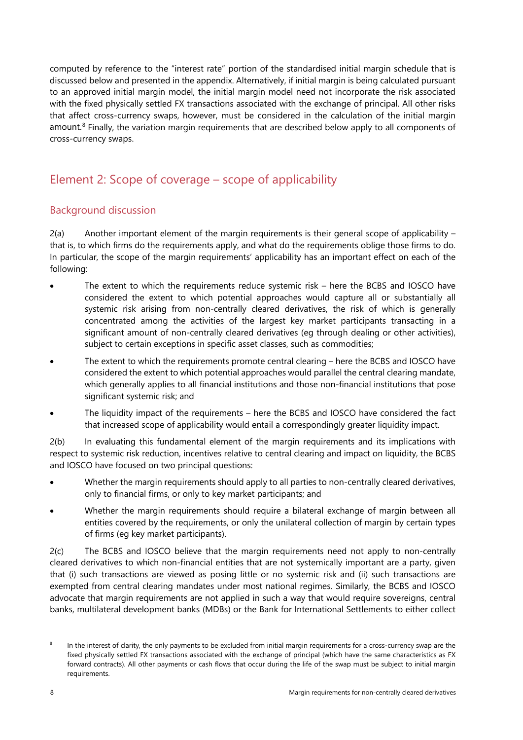computed by reference to the "interest rate" portion of the standardised initial margin schedule that is discussed below and presented in the appendix. Alternatively, if initial margin is being calculated pursuant to an approved initial margin model, the initial margin model need not incorporate the risk associated with the fixed physically settled FX transactions associated with the exchange of principal. All other risks that affect cross-currency swaps, however, must be considered in the calculation of the initial margin amount.[8] Finally, the variation margin requirements that are described below apply to all components of cross-currency swaps.

## Element 2: Scope of coverage – scope of applicability

### Background discussion

2(a) Another important element of the margin requirements is their general scope of applicability – that is, to which firms do the requirements apply, and what do the requirements oblige those firms to do. In particular, the scope of the margin requirements' applicability has an important effect on each of the following:

- The extent to which the requirements reduce systemic risk – here the BCBS and IOSCO have considered the extent to which potential approaches would capture all or substantially all systemic risk arising from non-centrally cleared derivatives, the risk of which is generally concentrated among the activities of the largest key market participants transacting in a significant amount of non-centrally cleared derivatives (eg through dealing or other activities), subject to certain exceptions in specific asset classes, such as commodities;
- The extent to which the requirements promote central clearing – here the BCBS and IOSCO have considered the extent to which potential approaches would parallel the central clearing mandate, which generally applies to all financial institutions and those non-financial institutions that pose significant systemic risk; and
- The liquidity impact of the requirements – here the BCBS and IOSCO have considered the fact that increased scope of applicability would entail a correspondingly greater liquidity impact.

2(b) In evaluating this fundamental element of the margin requirements and its implications with respect to systemic risk reduction, incentives relative to central clearing and impact on liquidity, the BCBS and IOSCO have focused on two principal questions:

- Whether the margin requirements should apply to all parties to non-centrally cleared derivatives, only to financial firms, or only to key market participants; and
- Whether the margin requirements should require a bilateral exchange of margin between all entities covered by the requirements, or only the unilateral collection of margin by certain types of firms (eg key market participants).

2(c) The BCBS and IOSCO believe that the margin requirements need not apply to non-centrally cleared derivatives to which non-financial entities that are not systemically important are a party, given that (i) such transactions are viewed as posing little or no systemic risk and (ii) such transactions are exempted from central clearing mandates under most national regimes. Similarly, the BCBS and IOSCO advocate that margin requirements are not applied in such a way that would require sovereigns, central banks, multilateral development banks (MDBs) or the Bank for International Settlements to either collect

[8] In the interest of clarity, the only payments to be excluded from initial margin requirements for a cross-currency swap are the fixed physically settled FX transactions associated with the exchange of principal (which have the same characteristics as FX forward contracts). All other payments or cash flows that occur during the life of the swap must be subject to initial margin requirements.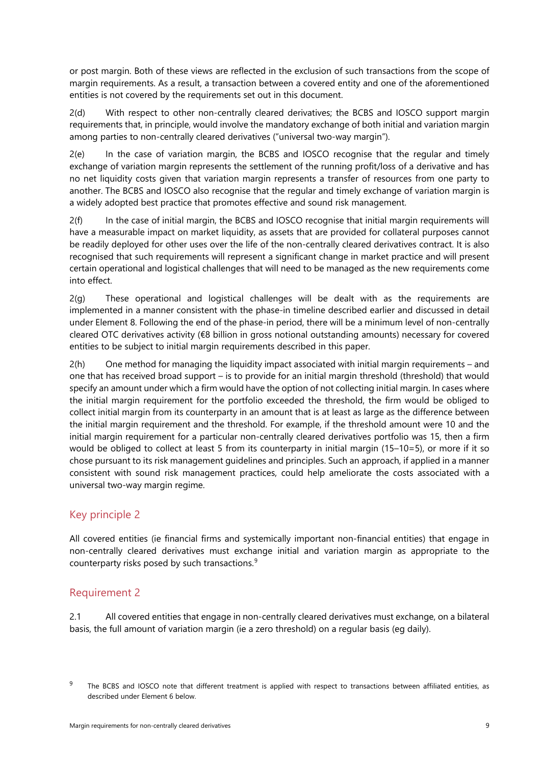or post margin. Both of these views are reflected in the exclusion of such transactions from the scope of margin requirements. As a result, a transaction between a covered entity and one of the aforementioned entities is not covered by the requirements set out in this document.

2(d) With respect to other non-centrally cleared derivatives; the BCBS and IOSCO support margin requirements that, in principle, would involve the mandatory exchange of both initial and variation margin among parties to non-centrally cleared derivatives ("universal two-way margin").

2(e) In the case of variation margin, the BCBS and IOSCO recognise that the regular and timely exchange of variation margin represents the settlement of the running profit/loss of a derivative and has no net liquidity costs given that variation margin represents a transfer of resources from one party to another. The BCBS and IOSCO also recognise that the regular and timely exchange of variation margin is a widely adopted best practice that promotes effective and sound risk management.

2(f) In the case of initial margin, the BCBS and IOSCO recognise that initial margin requirements will have a measurable impact on market liquidity, as assets that are provided for collateral purposes cannot be readily deployed for other uses over the life of the non-centrally cleared derivatives contract. It is also recognised that such requirements will represent a significant change in market practice and will present certain operational and logistical challenges that will need to be managed as the new requirements come into effect.

2(g) These operational and logistical challenges will be dealt with as the requirements are implemented in a manner consistent with the phase-in timeline described earlier and discussed in detail under Element 8. Following the end of the phase-in period, there will be a minimum level of non-centrally cleared OTC derivatives activity (€8 billion in gross notional outstanding amounts) necessary for covered entities to be subject to initial margin requirements described in this paper.

2(h) One method for managing the liquidity impact associated with initial margin requirements – and one that has received broad support – is to provide for an initial margin threshold (threshold) that would specify an amount under which a firm would have the option of not collecting initial margin. In cases where the initial margin requirement for the portfolio exceeded the threshold, the firm would be obliged to collect initial margin from its counterparty in an amount that is at least as large as the difference between the initial margin requirement and the threshold. For example, if the threshold amount were 10 and the initial margin requirement for a particular non-centrally cleared derivatives portfolio was 15, then a firm would be obliged to collect at least 5 from its counterparty in initial margin (15–10=5), or more if it so chose pursuant to its risk management guidelines and principles. Such an approach, if applied in a manner consistent with sound risk management practices, could help ameliorate the costs associated with a universal two-way margin regime.

## Key principle 2

All covered entities (ie financial firms and systemically important non-financial entities) that engage in non-centrally cleared derivatives must exchange initial and variation margin as appropriate to the counterparty risks posed by such transactions.[9]

## Requirement 2

2.1 All covered entities that engage in non-centrally cleared derivatives must exchange, on a bilateral basis, the full amount of variation margin (ie a zero threshold) on a regular basis (eg daily).

[9] The BCBS and IOSCO note that different treatment is applied with respect to transactions between affiliated entities, as described under Element 6 below.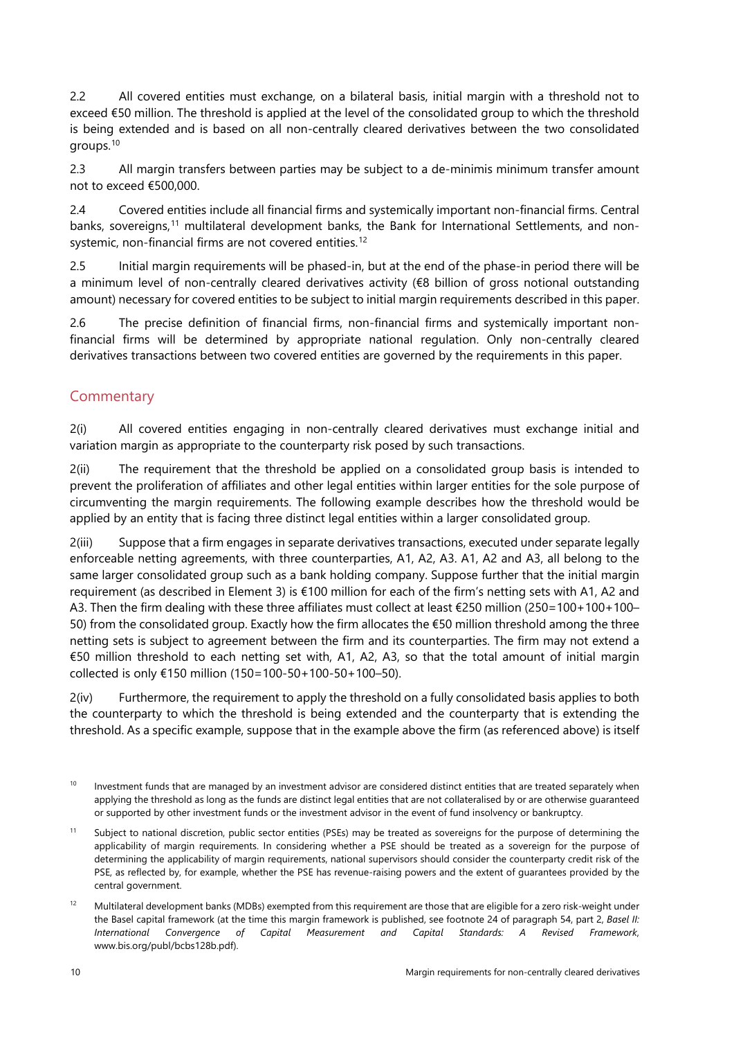2.2 All covered entities must exchange, on a bilateral basis, initial margin with a threshold not to exceed €50 million. The threshold is applied at the level of the consolidated group to which the threshold is being extended and is based on all non-centrally cleared derivatives between the two consolidated groups.[10]

2.3 All margin transfers between parties may be subject to a de-minimis minimum transfer amount not to exceed €500,000.

2.4 Covered entities include all financial firms and systemically important non-financial firms. Central banks, sovereigns,[11] multilateral development banks, the Bank for International Settlements, and non-systemic, non-financial firms are not covered entities.[12]

2.5 Initial margin requirements will be phased-in, but at the end of the phase-in period there will be a minimum level of non-centrally cleared derivatives activity (€8 billion of gross notional outstanding amount) necessary for covered entities to be subject to initial margin requirements described in this paper.

2.6 The precise definition of financial firms, non-financial firms and systemically important non-financial firms will be determined by appropriate national regulation. Only non-centrally cleared derivatives transactions between two covered entities are governed by the requirements in this paper.

## Commentary

2(i) All covered entities engaging in non-centrally cleared derivatives must exchange initial and variation margin as appropriate to the counterparty risk posed by such transactions.

2(ii) The requirement that the threshold be applied on a consolidated group basis is intended to prevent the proliferation of affiliates and other legal entities within larger entities for the sole purpose of circumventing the margin requirements. The following example describes how the threshold would be applied by an entity that is facing three distinct legal entities within a larger consolidated group.

2(iii) Suppose that a firm engages in separate derivatives transactions, executed under separate legally enforceable netting agreements, with three counterparties, A1, A2, A3. A1, A2 and A3, all belong to the same larger consolidated group such as a bank holding company. Suppose further that the initial margin requirement (as described in Element 3) is €100 million for each of the firm's netting sets with A1, A2 and A3. Then the firm dealing with these three affiliates must collect at least €250 million (250=100+100+100–50) from the consolidated group. Exactly how the firm allocates the €50 million threshold among the three netting sets is subject to agreement between the firm and its counterparties. The firm may not extend a €50 million threshold to each netting set with, A1, A2, A3, so that the total amount of initial margin collected is only €150 million (150=100-50+100-50+100–50).

2(iv) Furthermore, the requirement to apply the threshold on a fully consolidated basis applies to both the counterparty to which the threshold is being extended and the counterparty that is extending the threshold. As a specific example, suppose that in the example above the firm (as referenced above) is itself

[10] Investment funds that are managed by an investment advisor are considered distinct entities that are treated separately when applying the threshold as long as the funds are distinct legal entities that are not collateralised by or are otherwise guaranteed or supported by other investment funds or the investment advisor in the event of fund insolvency or bankruptcy.

[11] Subject to national discretion, public sector entities (PSEs) may be treated as sovereigns for the purpose of determining the applicability of margin requirements. In considering whether a PSE should be treated as a sovereign for the purpose of determining the applicability of margin requirements, national supervisors should consider the counterparty credit risk of the PSE, as reflected by, for example, whether the PSE has revenue-raising powers and the extent of guarantees provided by the central government.

[12] Multilateral development banks (MDBs) exempted from this requirement are those that are eligible for a zero risk-weight under the Basel capital framework (at the time this margin framework is published, see footnote 24 of paragraph 54, part 2, *Basel II: International Convergence of Capital Measurement and Capital Standards: A Revised Framework*, www.bis.org/publ/bcbs128b.pdf).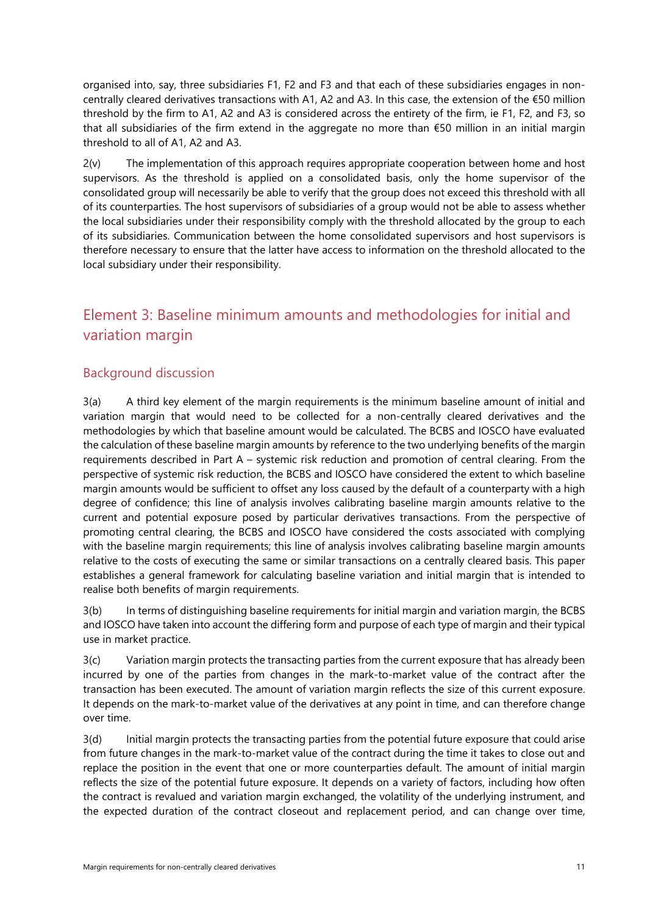organised into, say, three subsidiaries F1, F2 and F3 and that each of these subsidiaries engages in non-centrally cleared derivatives transactions with A1, A2 and A3. In this case, the extension of the €50 million threshold by the firm to A1, A2 and A3 is considered across the entirety of the firm, ie F1, F2, and F3, so that all subsidiaries of the firm extend in the aggregate no more than €50 million in an initial margin threshold to all of A1, A2 and A3.

2(v) The implementation of this approach requires appropriate cooperation between home and host supervisors. As the threshold is applied on a consolidated basis, only the home supervisor of the consolidated group will necessarily be able to verify that the group does not exceed this threshold with all of its counterparties. The host supervisors of subsidiaries of a group would not be able to assess whether the local subsidiaries under their responsibility comply with the threshold allocated by the group to each of its subsidiaries. Communication between the home consolidated supervisors and host supervisors is therefore necessary to ensure that the latter have access to information on the threshold allocated to the local subsidiary under their responsibility.

## Element 3: Baseline minimum amounts and methodologies for initial and variation margin

### Background discussion

3(a) A third key element of the margin requirements is the minimum baseline amount of initial and variation margin that would need to be collected for a non-centrally cleared derivatives and the methodologies by which that baseline amount would be calculated. The BCBS and IOSCO have evaluated the calculation of these baseline margin amounts by reference to the two underlying benefits of the margin requirements described in Part A – systemic risk reduction and promotion of central clearing. From the perspective of systemic risk reduction, the BCBS and IOSCO have considered the extent to which baseline margin amounts would be sufficient to offset any loss caused by the default of a counterparty with a high degree of confidence; this line of analysis involves calibrating baseline margin amounts relative to the current and potential exposure posed by particular derivatives transactions. From the perspective of promoting central clearing, the BCBS and IOSCO have considered the costs associated with complying with the baseline margin requirements; this line of analysis involves calibrating baseline margin amounts relative to the costs of executing the same or similar transactions on a centrally cleared basis. This paper establishes a general framework for calculating baseline variation and initial margin that is intended to realise both benefits of margin requirements.

3(b) In terms of distinguishing baseline requirements for initial margin and variation margin, the BCBS and IOSCO have taken into account the differing form and purpose of each type of margin and their typical use in market practice.

3(c) Variation margin protects the transacting parties from the current exposure that has already been incurred by one of the parties from changes in the mark-to-market value of the contract after the transaction has been executed. The amount of variation margin reflects the size of this current exposure. It depends on the mark-to-market value of the derivatives at any point in time, and can therefore change over time.

3(d) Initial margin protects the transacting parties from the potential future exposure that could arise from future changes in the mark-to-market value of the contract during the time it takes to close out and replace the position in the event that one or more counterparties default. The amount of initial margin reflects the size of the potential future exposure. It depends on a variety of factors, including how often the contract is revalued and variation margin exchanged, the volatility of the underlying instrument, and the expected duration of the contract closeout and replacement period, and can change over time,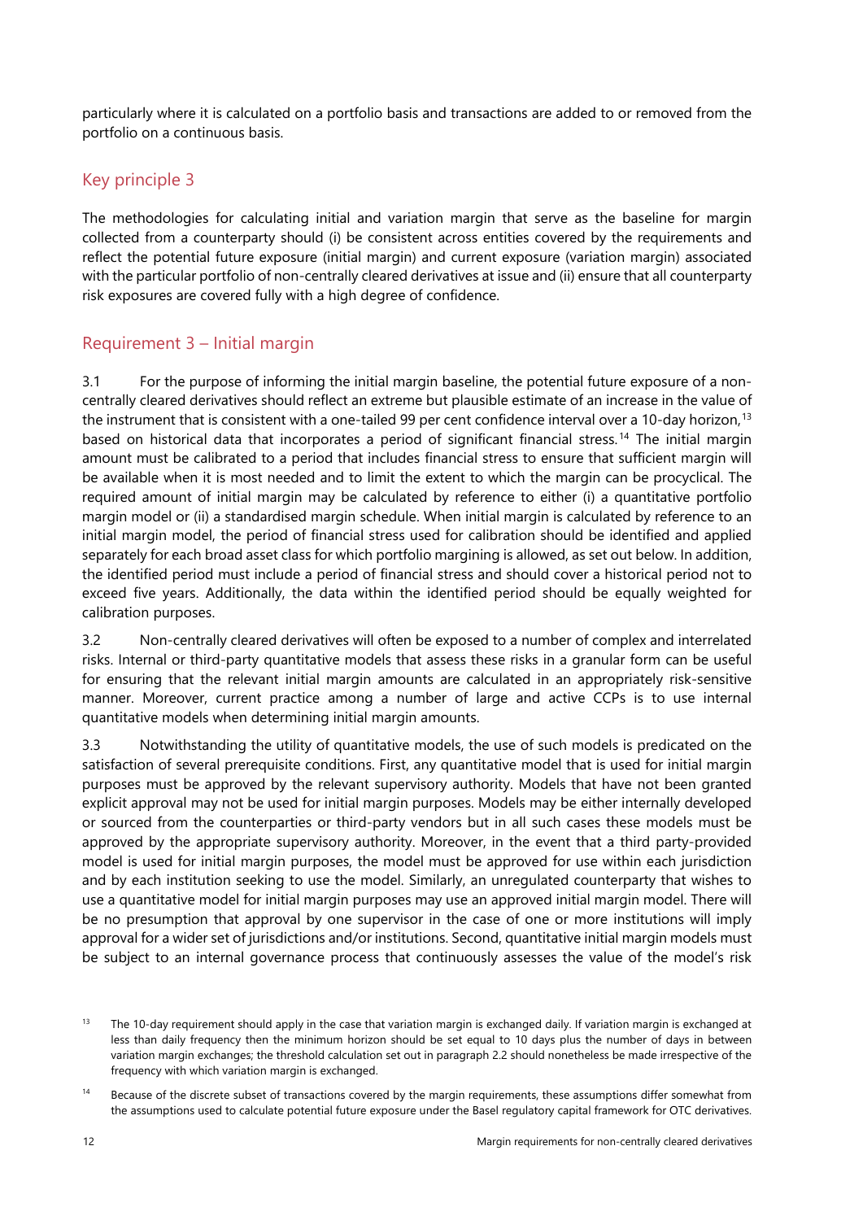particularly where it is calculated on a portfolio basis and transactions are added to or removed from the portfolio on a continuous basis.

## Key principle 3

The methodologies for calculating initial and variation margin that serve as the baseline for margin collected from a counterparty should (i) be consistent across entities covered by the requirements and reflect the potential future exposure (initial margin) and current exposure (variation margin) associated with the particular portfolio of non-centrally cleared derivatives at issue and (ii) ensure that all counterparty risk exposures are covered fully with a high degree of confidence.

## Requirement 3 – Initial margin

3.1 For the purpose of informing the initial margin baseline, the potential future exposure of a non-centrally cleared derivatives should reflect an extreme but plausible estimate of an increase in the value of the instrument that is consistent with a one-tailed 99 per cent confidence interval over a 10-day horizon,[13] based on historical data that incorporates a period of significant financial stress.[14] The initial margin amount must be calibrated to a period that includes financial stress to ensure that sufficient margin will be available when it is most needed and to limit the extent to which the margin can be procyclical. The required amount of initial margin may be calculated by reference to either (i) a quantitative portfolio margin model or (ii) a standardised margin schedule. When initial margin is calculated by reference to an initial margin model, the period of financial stress used for calibration should be identified and applied separately for each broad asset class for which portfolio margining is allowed, as set out below. In addition, the identified period must include a period of financial stress and should cover a historical period not to exceed five years. Additionally, the data within the identified period should be equally weighted for calibration purposes.

3.2 Non-centrally cleared derivatives will often be exposed to a number of complex and interrelated risks. Internal or third-party quantitative models that assess these risks in a granular form can be useful for ensuring that the relevant initial margin amounts are calculated in an appropriately risk-sensitive manner. Moreover, current practice among a number of large and active CCPs is to use internal quantitative models when determining initial margin amounts.

3.3 Notwithstanding the utility of quantitative models, the use of such models is predicated on the satisfaction of several prerequisite conditions. First, any quantitative model that is used for initial margin purposes must be approved by the relevant supervisory authority. Models that have not been granted explicit approval may not be used for initial margin purposes. Models may be either internally developed or sourced from the counterparties or third-party vendors but in all such cases these models must be approved by the appropriate supervisory authority. Moreover, in the event that a third party-provided model is used for initial margin purposes, the model must be approved for use within each jurisdiction and by each institution seeking to use the model. Similarly, an unregulated counterparty that wishes to use a quantitative model for initial margin purposes may use an approved initial margin model. There will be no presumption that approval by one supervisor in the case of one or more institutions will imply approval for a wider set of jurisdictions and/or institutions. Second, quantitative initial margin models must be subject to an internal governance process that continuously assesses the value of the model's risk

[13] The 10-day requirement should apply in the case that variation margin is exchanged daily. If variation margin is exchanged at less than daily frequency then the minimum horizon should be set equal to 10 days plus the number of days in between variation margin exchanges; the threshold calculation set out in paragraph 2.2 should nonetheless be made irrespective of the frequency with which variation margin is exchanged.

[14] Because of the discrete subset of transactions covered by the margin requirements, these assumptions differ somewhat from the assumptions used to calculate potential future exposure under the Basel regulatory capital framework for OTC derivatives.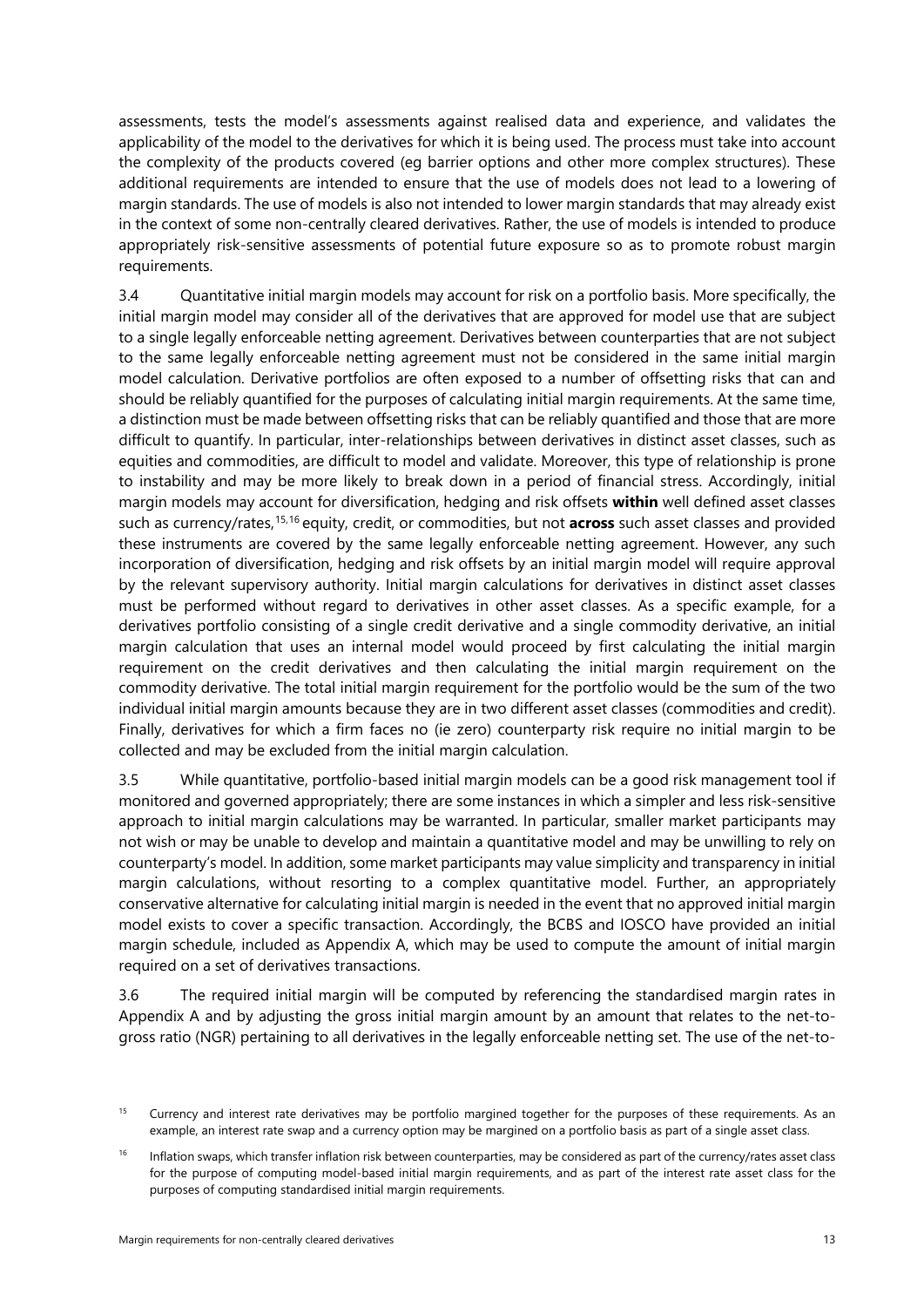assessments, tests the model's assessments against realised data and experience, and validates the applicability of the model to the derivatives for which it is being used. The process must take into account the complexity of the products covered (eg barrier options and other more complex structures). These additional requirements are intended to ensure that the use of models does not lead to a lowering of margin standards. The use of models is also not intended to lower margin standards that may already exist in the context of some non-centrally cleared derivatives. Rather, the use of models is intended to produce appropriately risk-sensitive assessments of potential future exposure so as to promote robust margin requirements.

3.4 Quantitative initial margin models may account for risk on a portfolio basis. More specifically, the initial margin model may consider all of the derivatives that are approved for model use that are subject to a single legally enforceable netting agreement. Derivatives between counterparties that are not subject to the same legally enforceable netting agreement must not be considered in the same initial margin model calculation. Derivative portfolios are often exposed to a number of offsetting risks that can and should be reliably quantified for the purposes of calculating initial margin requirements. At the same time, a distinction must be made between offsetting risks that can be reliably quantified and those that are more difficult to quantify. In particular, inter-relationships between derivatives in distinct asset classes, such as equities and commodities, are difficult to model and validate. Moreover, this type of relationship is prone to instability and may be more likely to break down in a period of financial stress. Accordingly, initial margin models may account for diversification, hedging and risk offsets **within** well defined asset classes such as currency/rates,[15,16] equity, credit, or commodities, but not **across** such asset classes and provided these instruments are covered by the same legally enforceable netting agreement. However, any such incorporation of diversification, hedging and risk offsets by an initial margin model will require approval by the relevant supervisory authority. Initial margin calculations for derivatives in distinct asset classes must be performed without regard to derivatives in other asset classes. As a specific example, for a derivatives portfolio consisting of a single credit derivative and a single commodity derivative, an initial margin calculation that uses an internal model would proceed by first calculating the initial margin requirement on the credit derivatives and then calculating the initial margin requirement on the commodity derivative. The total initial margin requirement for the portfolio would be the sum of the two individual initial margin amounts because they are in two different asset classes (commodities and credit). Finally, derivatives for which a firm faces no (ie zero) counterparty risk require no initial margin to be collected and may be excluded from the initial margin calculation.

3.5 While quantitative, portfolio-based initial margin models can be a good risk management tool if monitored and governed appropriately; there are some instances in which a simpler and less risk-sensitive approach to initial margin calculations may be warranted. In particular, smaller market participants may not wish or may be unable to develop and maintain a quantitative model and may be unwilling to rely on counterparty's model. In addition, some market participants may value simplicity and transparency in initial margin calculations, without resorting to a complex quantitative model. Further, an appropriately conservative alternative for calculating initial margin is needed in the event that no approved initial margin model exists to cover a specific transaction. Accordingly, the BCBS and IOSCO have provided an initial margin schedule, included as Appendix A, which may be used to compute the amount of initial margin required on a set of derivatives transactions.

3.6 The required initial margin will be computed by referencing the standardised margin rates in Appendix A and by adjusting the gross initial margin amount by an amount that relates to the net-to-gross ratio (NGR) pertaining to all derivatives in the legally enforceable netting set. The use of the net-to-

[15] Currency and interest rate derivatives may be portfolio margined together for the purposes of these requirements. As an example, an interest rate swap and a currency option may be margined on a portfolio basis as part of a single asset class.

[16] Inflation swaps, which transfer inflation risk between counterparties, may be considered as part of the currency/rates asset class for the purpose of computing model-based initial margin requirements, and as part of the interest rate asset class for the purposes of computing standardised initial margin requirements.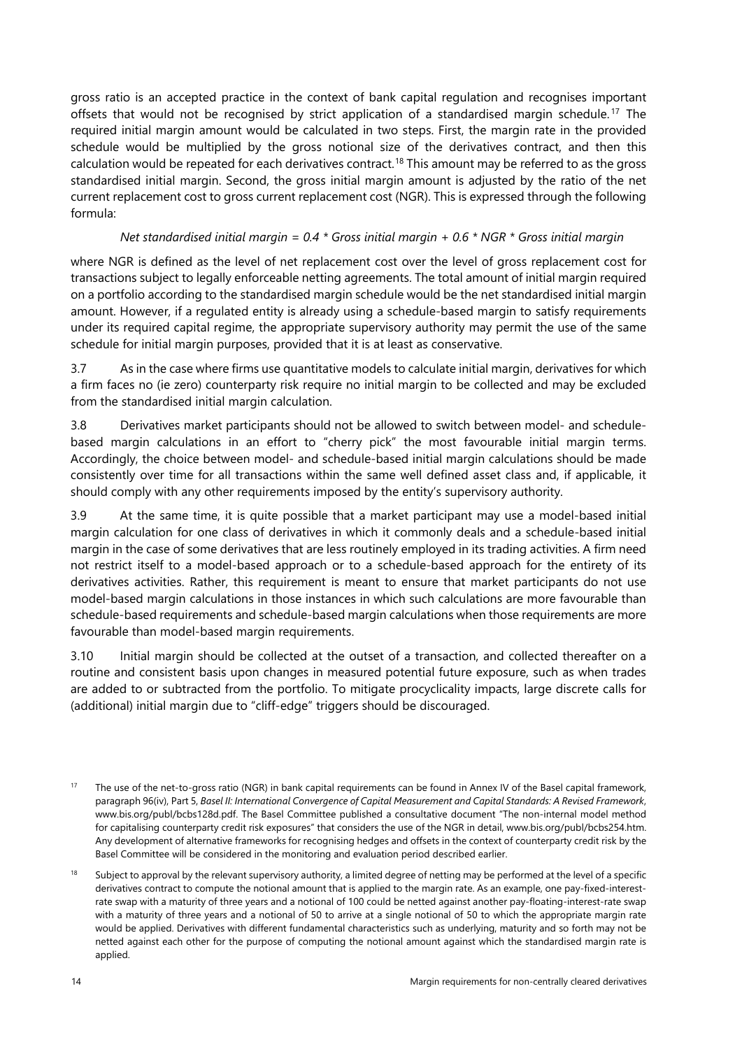gross ratio is an accepted practice in the context of bank capital regulation and recognises important offsets that would not be recognised by strict application of a standardised margin schedule.[17] The required initial margin amount would be calculated in two steps. First, the margin rate in the provided schedule would be multiplied by the gross notional size of the derivatives contract, and then this calculation would be repeated for each derivatives contract.[18] This amount may be referred to as the gross standardised initial margin. Second, the gross initial margin amount is adjusted by the ratio of the net current replacement cost to gross current replacement cost (NGR). This is expressed through the following formula:

*Net standardised initial margin = 0.4 * Gross initial margin + 0.6 * NGR * Gross initial margin*

where NGR is defined as the level of net replacement cost over the level of gross replacement cost for transactions subject to legally enforceable netting agreements. The total amount of initial margin required on a portfolio according to the standardised margin schedule would be the net standardised initial margin amount. However, if a regulated entity is already using a schedule-based margin to satisfy requirements under its required capital regime, the appropriate supervisory authority may permit the use of the same schedule for initial margin purposes, provided that it is at least as conservative.

3.7 As in the case where firms use quantitative models to calculate initial margin, derivatives for which a firm faces no (ie zero) counterparty risk require no initial margin to be collected and may be excluded from the standardised initial margin calculation.

3.8 Derivatives market participants should not be allowed to switch between model- and schedule-based margin calculations in an effort to "cherry pick" the most favourable initial margin terms. Accordingly, the choice between model- and schedule-based initial margin calculations should be made consistently over time for all transactions within the same well defined asset class and, if applicable, it should comply with any other requirements imposed by the entity's supervisory authority.

3.9 At the same time, it is quite possible that a market participant may use a model-based initial margin calculation for one class of derivatives in which it commonly deals and a schedule-based initial margin in the case of some derivatives that are less routinely employed in its trading activities. A firm need not restrict itself to a model-based approach or to a schedule-based approach for the entirety of its derivatives activities. Rather, this requirement is meant to ensure that market participants do not use model-based margin calculations in those instances in which such calculations are more favourable than schedule-based requirements and schedule-based margin calculations when those requirements are more favourable than model-based margin requirements.

3.10 Initial margin should be collected at the outset of a transaction, and collected thereafter on a routine and consistent basis upon changes in measured potential future exposure, such as when trades are added to or subtracted from the portfolio. To mitigate procyclicality impacts, large discrete calls for (additional) initial margin due to "cliff-edge" triggers should be discouraged.

---

[17] The use of the net-to-gross ratio (NGR) in bank capital requirements can be found in Annex IV of the Basel capital framework, paragraph 96(iv), Part 5, *Basel II: International Convergence of Capital Measurement and Capital Standards: A Revised Framework*, www.bis.org/publ/bcbs128d.pdf. The Basel Committee published a consultative document "The non-internal model method for capitalising counterparty credit risk exposures" that considers the use of the NGR in detail, www.bis.org/publ/bcbs254.htm. Any development of alternative frameworks for recognising hedges and offsets in the context of counterparty credit risk by the Basel Committee will be considered in the monitoring and evaluation period described earlier.

[18] Subject to approval by the relevant supervisory authority, a limited degree of netting may be performed at the level of a specific derivatives contract to compute the notional amount that is applied to the margin rate. As an example, one pay-fixed-interest-rate swap with a maturity of three years and a notional of 100 could be netted against another pay-floating-interest-rate swap with a maturity of three years and a notional of 50 to arrive at a single notional of 50 to which the appropriate margin rate would be applied. Derivatives with different fundamental characteristics such as underlying, maturity and so forth may not be netted against each other for the purpose of computing the notional amount against which the standardised margin rate is applied.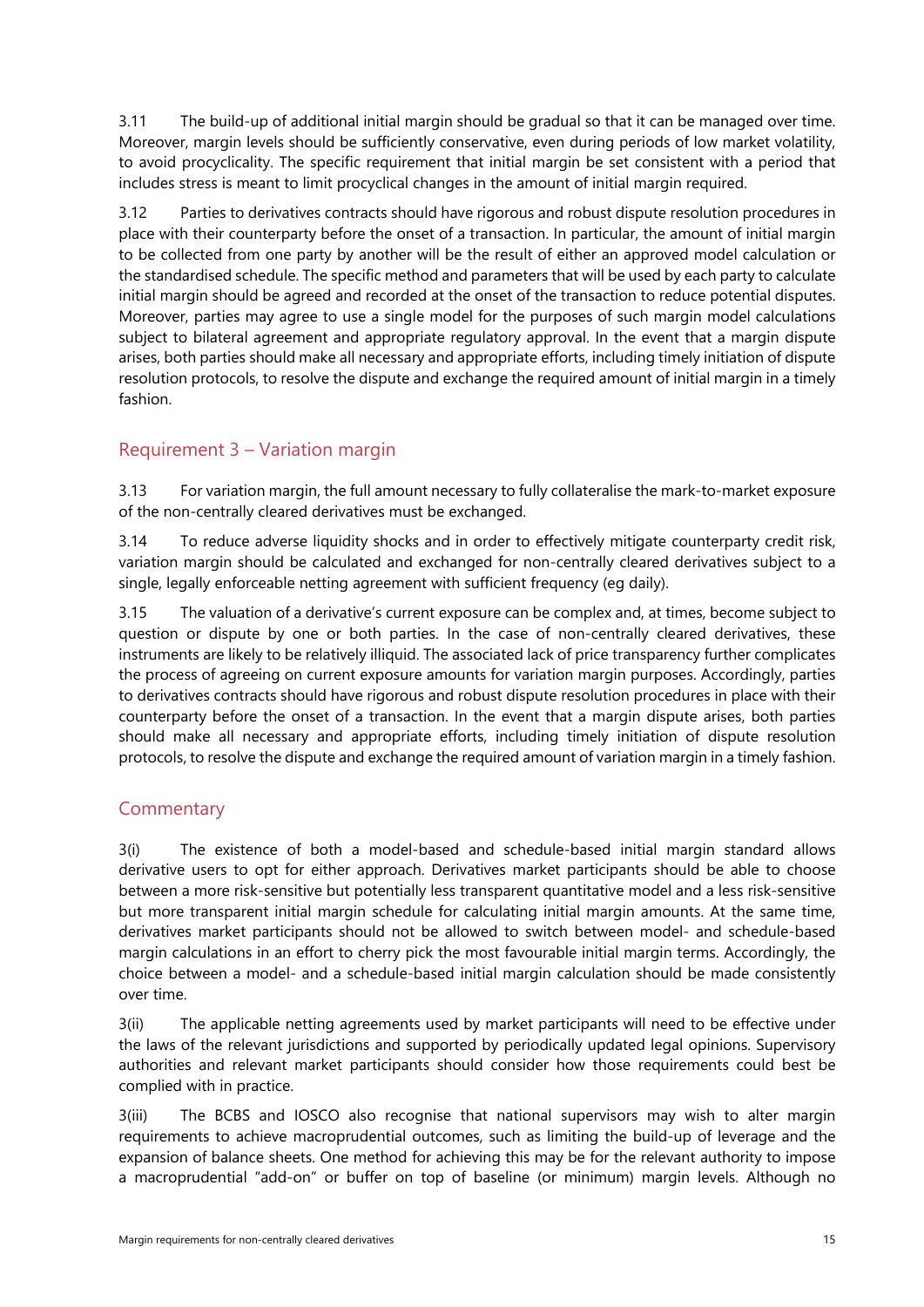3.11 The build-up of additional initial margin should be gradual so that it can be managed over time. Moreover, margin levels should be sufficiently conservative, even during periods of low market volatility, to avoid procyclicality. The specific requirement that initial margin be set consistent with a period that includes stress is meant to limit procyclical changes in the amount of initial margin required.

3.12 Parties to derivatives contracts should have rigorous and robust dispute resolution procedures in place with their counterparty before the onset of a transaction. In particular, the amount of initial margin to be collected from one party by another will be the result of either an approved model calculation or the standardised schedule. The specific method and parameters that will be used by each party to calculate initial margin should be agreed and recorded at the onset of the transaction to reduce potential disputes. Moreover, parties may agree to use a single model for the purposes of such margin model calculations subject to bilateral agreement and appropriate regulatory approval. In the event that a margin dispute arises, both parties should make all necessary and appropriate efforts, including timely initiation of dispute resolution protocols, to resolve the dispute and exchange the required amount of initial margin in a timely fashion.

## Requirement 3 – Variation margin

3.13 For variation margin, the full amount necessary to fully collateralise the mark-to-market exposure of the non-centrally cleared derivatives must be exchanged.

3.14 To reduce adverse liquidity shocks and in order to effectively mitigate counterparty credit risk, variation margin should be calculated and exchanged for non-centrally cleared derivatives subject to a single, legally enforceable netting agreement with sufficient frequency (eg daily).

3.15 The valuation of a derivative's current exposure can be complex and, at times, become subject to question or dispute by one or both parties. In the case of non-centrally cleared derivatives, these instruments are likely to be relatively illiquid. The associated lack of price transparency further complicates the process of agreeing on current exposure amounts for variation margin purposes. Accordingly, parties to derivatives contracts should have rigorous and robust dispute resolution procedures in place with their counterparty before the onset of a transaction. In the event that a margin dispute arises, both parties should make all necessary and appropriate efforts, including timely initiation of dispute resolution protocols, to resolve the dispute and exchange the required amount of variation margin in a timely fashion.

## Commentary

3(i) The existence of both a model-based and schedule-based initial margin standard allows derivative users to opt for either approach. Derivatives market participants should be able to choose between a more risk-sensitive but potentially less transparent quantitative model and a less risk-sensitive but more transparent initial margin schedule for calculating initial margin amounts. At the same time, derivatives market participants should not be allowed to switch between model- and schedule-based margin calculations in an effort to cherry pick the most favourable initial margin terms. Accordingly, the choice between a model- and a schedule-based initial margin calculation should be made consistently over time.

3(ii) The applicable netting agreements used by market participants will need to be effective under the laws of the relevant jurisdictions and supported by periodically updated legal opinions. Supervisory authorities and relevant market participants should consider how those requirements could best be complied with in practice.

3(iii) The BCBS and IOSCO also recognise that national supervisors may wish to alter margin requirements to achieve macroprudential outcomes, such as limiting the build-up of leverage and the expansion of balance sheets. One method for achieving this may be for the relevant authority to impose a macroprudential "add-on" or buffer on top of baseline (or minimum) margin levels. Although no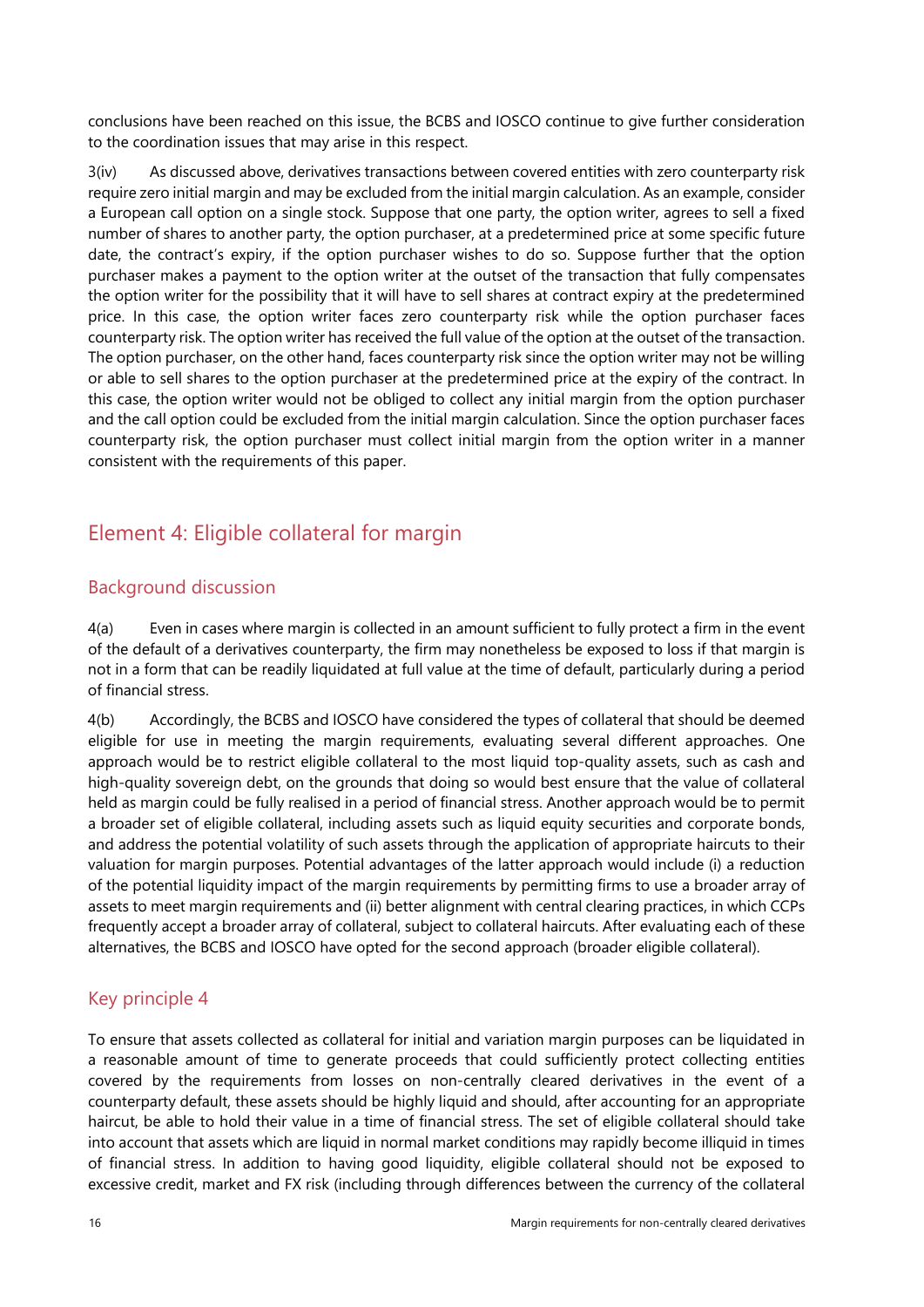conclusions have been reached on this issue, the BCBS and IOSCO continue to give further consideration to the coordination issues that may arise in this respect.

3(iv) As discussed above, derivatives transactions between covered entities with zero counterparty risk require zero initial margin and may be excluded from the initial margin calculation. As an example, consider a European call option on a single stock. Suppose that one party, the option writer, agrees to sell a fixed number of shares to another party, the option purchaser, at a predetermined price at some specific future date, the contract's expiry, if the option purchaser wishes to do so. Suppose further that the option purchaser makes a payment to the option writer at the outset of the transaction that fully compensates the option writer for the possibility that it will have to sell shares at contract expiry at the predetermined price. In this case, the option writer faces zero counterparty risk while the option purchaser faces counterparty risk. The option writer has received the full value of the option at the outset of the transaction. The option purchaser, on the other hand, faces counterparty risk since the option writer may not be willing or able to sell shares to the option purchaser at the predetermined price at the expiry of the contract. In this case, the option writer would not be obliged to collect any initial margin from the option purchaser and the call option could be excluded from the initial margin calculation. Since the option purchaser faces counterparty risk, the option purchaser must collect initial margin from the option writer in a manner consistent with the requirements of this paper.

## Element 4: Eligible collateral for margin

### Background discussion

4(a) Even in cases where margin is collected in an amount sufficient to fully protect a firm in the event of the default of a derivatives counterparty, the firm may nonetheless be exposed to loss if that margin is not in a form that can be readily liquidated at full value at the time of default, particularly during a period of financial stress.

4(b) Accordingly, the BCBS and IOSCO have considered the types of collateral that should be deemed eligible for use in meeting the margin requirements, evaluating several different approaches. One approach would be to restrict eligible collateral to the most liquid top-quality assets, such as cash and high-quality sovereign debt, on the grounds that doing so would best ensure that the value of collateral held as margin could be fully realised in a period of financial stress. Another approach would be to permit a broader set of eligible collateral, including assets such as liquid equity securities and corporate bonds, and address the potential volatility of such assets through the application of appropriate haircuts to their valuation for margin purposes. Potential advantages of the latter approach would include (i) a reduction of the potential liquidity impact of the margin requirements by permitting firms to use a broader array of assets to meet margin requirements and (ii) better alignment with central clearing practices, in which CCPs frequently accept a broader array of collateral, subject to collateral haircuts. After evaluating each of these alternatives, the BCBS and IOSCO have opted for the second approach (broader eligible collateral).

### Key principle 4

To ensure that assets collected as collateral for initial and variation margin purposes can be liquidated in a reasonable amount of time to generate proceeds that could sufficiently protect collecting entities covered by the requirements from losses on non-centrally cleared derivatives in the event of a counterparty default, these assets should be highly liquid and should, after accounting for an appropriate haircut, be able to hold their value in a time of financial stress. The set of eligible collateral should take into account that assets which are liquid in normal market conditions may rapidly become illiquid in times of financial stress. In addition to having good liquidity, eligible collateral should not be exposed to excessive credit, market and FX risk (including through differences between the currency of the collateral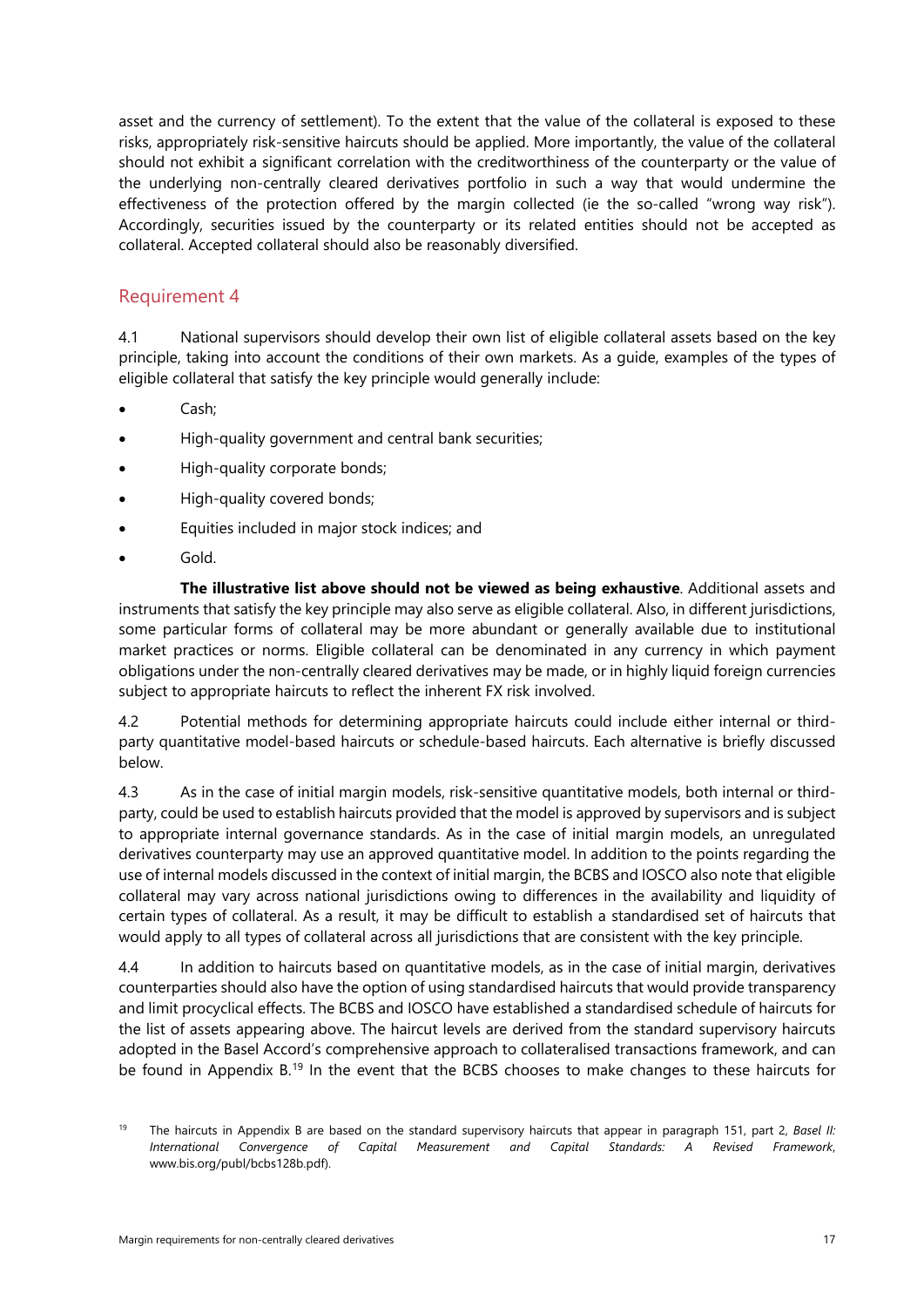asset and the currency of settlement). To the extent that the value of the collateral is exposed to these risks, appropriately risk-sensitive haircuts should be applied. More importantly, the value of the collateral should not exhibit a significant correlation with the creditworthiness of the counterparty or the value of the underlying non-centrally cleared derivatives portfolio in such a way that would undermine the effectiveness of the protection offered by the margin collected (ie the so-called "wrong way risk"). Accordingly, securities issued by the counterparty or its related entities should not be accepted as collateral. Accepted collateral should also be reasonably diversified.

## Requirement 4

4.1 National supervisors should develop their own list of eligible collateral assets based on the key principle, taking into account the conditions of their own markets. As a guide, examples of the types of eligible collateral that satisfy the key principle would generally include:

- Cash;
- High-quality government and central bank securities;
- High-quality corporate bonds;
- High-quality covered bonds;
- Equities included in major stock indices; and
- Gold.

**The illustrative list above should not be viewed as being exhaustive**. Additional assets and instruments that satisfy the key principle may also serve as eligible collateral. Also, in different jurisdictions, some particular forms of collateral may be more abundant or generally available due to institutional market practices or norms. Eligible collateral can be denominated in any currency in which payment obligations under the non-centrally cleared derivatives may be made, or in highly liquid foreign currencies subject to appropriate haircuts to reflect the inherent FX risk involved.

4.2 Potential methods for determining appropriate haircuts could include either internal or third-party quantitative model-based haircuts or schedule-based haircuts. Each alternative is briefly discussed below.

4.3 As in the case of initial margin models, risk-sensitive quantitative models, both internal or third-party, could be used to establish haircuts provided that the model is approved by supervisors and is subject to appropriate internal governance standards. As in the case of initial margin models, an unregulated derivatives counterparty may use an approved quantitative model. In addition to the points regarding the use of internal models discussed in the context of initial margin, the BCBS and IOSCO also note that eligible collateral may vary across national jurisdictions owing to differences in the availability and liquidity of certain types of collateral. As a result, it may be difficult to establish a standardised set of haircuts that would apply to all types of collateral across all jurisdictions that are consistent with the key principle.

4.4 In addition to haircuts based on quantitative models, as in the case of initial margin, derivatives counterparties should also have the option of using standardised haircuts that would provide transparency and limit procyclical effects. The BCBS and IOSCO have established a standardised schedule of haircuts for the list of assets appearing above. The haircut levels are derived from the standard supervisory haircuts adopted in the Basel Accord's comprehensive approach to collateralised transactions framework, and can be found in Appendix B.[19] In the event that the BCBS chooses to make changes to these haircuts for

[19] The haircuts in Appendix B are based on the standard supervisory haircuts that appear in paragraph 151, part 2, *Basel II: International Convergence of Capital Measurement and Capital Standards: A Revised Framework*, www.bis.org/publ/bcbs128b.pdf).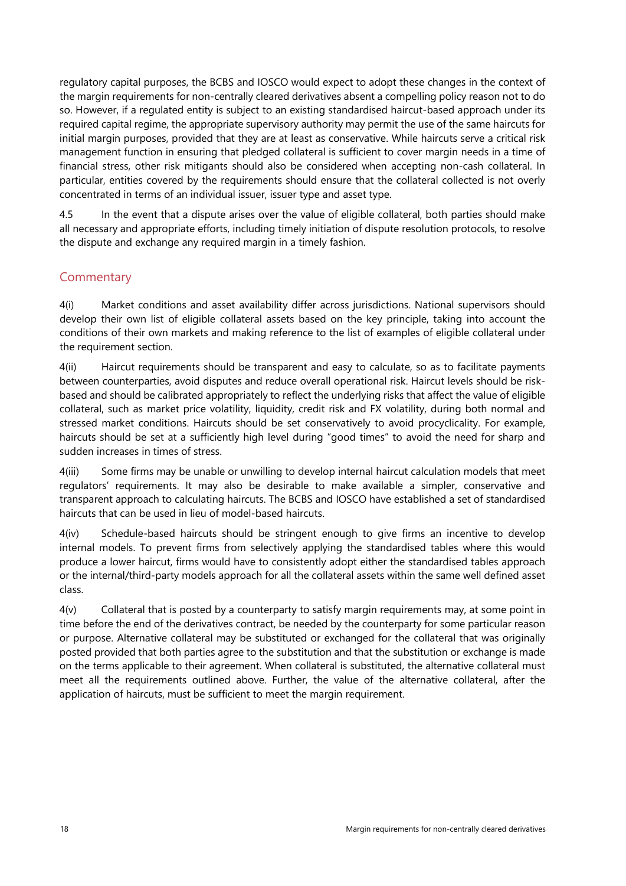regulatory capital purposes, the BCBS and IOSCO would expect to adopt these changes in the context of the margin requirements for non-centrally cleared derivatives absent a compelling policy reason not to do so. However, if a regulated entity is subject to an existing standardised haircut-based approach under its required capital regime, the appropriate supervisory authority may permit the use of the same haircuts for initial margin purposes, provided that they are at least as conservative. While haircuts serve a critical risk management function in ensuring that pledged collateral is sufficient to cover margin needs in a time of financial stress, other risk mitigants should also be considered when accepting non-cash collateral. In particular, entities covered by the requirements should ensure that the collateral collected is not overly concentrated in terms of an individual issuer, issuer type and asset type.

4.5 In the event that a dispute arises over the value of eligible collateral, both parties should make all necessary and appropriate efforts, including timely initiation of dispute resolution protocols, to resolve the dispute and exchange any required margin in a timely fashion.

## Commentary

4(i) Market conditions and asset availability differ across jurisdictions. National supervisors should develop their own list of eligible collateral assets based on the key principle, taking into account the conditions of their own markets and making reference to the list of examples of eligible collateral under the requirement section.

4(ii) Haircut requirements should be transparent and easy to calculate, so as to facilitate payments between counterparties, avoid disputes and reduce overall operational risk. Haircut levels should be risk-based and should be calibrated appropriately to reflect the underlying risks that affect the value of eligible collateral, such as market price volatility, liquidity, credit risk and FX volatility, during both normal and stressed market conditions. Haircuts should be set conservatively to avoid procyclicality. For example, haircuts should be set at a sufficiently high level during "good times" to avoid the need for sharp and sudden increases in times of stress.

4(iii) Some firms may be unable or unwilling to develop internal haircut calculation models that meet regulators' requirements. It may also be desirable to make available a simpler, conservative and transparent approach to calculating haircuts. The BCBS and IOSCO have established a set of standardised haircuts that can be used in lieu of model-based haircuts.

4(iv) Schedule-based haircuts should be stringent enough to give firms an incentive to develop internal models. To prevent firms from selectively applying the standardised tables where this would produce a lower haircut, firms would have to consistently adopt either the standardised tables approach or the internal/third-party models approach for all the collateral assets within the same well defined asset class.

4(v) Collateral that is posted by a counterparty to satisfy margin requirements may, at some point in time before the end of the derivatives contract, be needed by the counterparty for some particular reason or purpose. Alternative collateral may be substituted or exchanged for the collateral that was originally posted provided that both parties agree to the substitution and that the substitution or exchange is made on the terms applicable to their agreement. When collateral is substituted, the alternative collateral must meet all the requirements outlined above. Further, the value of the alternative collateral, after the application of haircuts, must be sufficient to meet the margin requirement.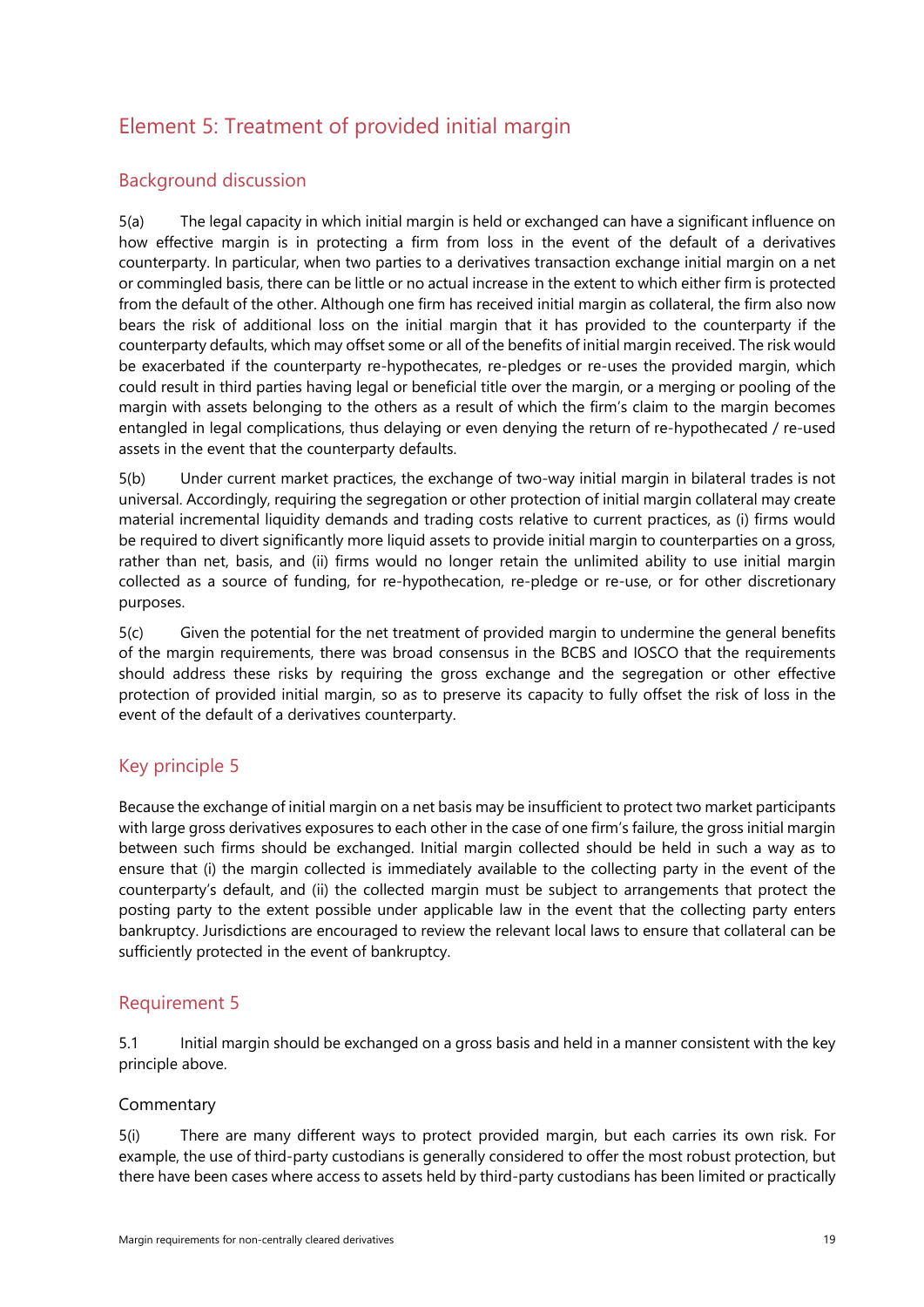## Element 5: Treatment of provided initial margin

### Background discussion

5(a) The legal capacity in which initial margin is held or exchanged can have a significant influence on how effective margin is in protecting a firm from loss in the event of the default of a derivatives counterparty. In particular, when two parties to a derivatives transaction exchange initial margin on a net or commingled basis, there can be little or no actual increase in the extent to which either firm is protected from the default of the other. Although one firm has received initial margin as collateral, the firm also now bears the risk of additional loss on the initial margin that it has provided to the counterparty if the counterparty defaults, which may offset some or all of the benefits of initial margin received. The risk would be exacerbated if the counterparty re-hypothecates, re-pledges or re-uses the provided margin, which could result in third parties having legal or beneficial title over the margin, or a merging or pooling of the margin with assets belonging to the others as a result of which the firm's claim to the margin becomes entangled in legal complications, thus delaying or even denying the return of re-hypothecated / re-used assets in the event that the counterparty defaults.

5(b) Under current market practices, the exchange of two-way initial margin in bilateral trades is not universal. Accordingly, requiring the segregation or other protection of initial margin collateral may create material incremental liquidity demands and trading costs relative to current practices, as (i) firms would be required to divert significantly more liquid assets to provide initial margin to counterparties on a gross, rather than net, basis, and (ii) firms would no longer retain the unlimited ability to use initial margin collected as a source of funding, for re-hypothecation, re-pledge or re-use, or for other discretionary purposes.

5(c) Given the potential for the net treatment of provided margin to undermine the general benefits of the margin requirements, there was broad consensus in the BCBS and IOSCO that the requirements should address these risks by requiring the gross exchange and the segregation or other effective protection of provided initial margin, so as to preserve its capacity to fully offset the risk of loss in the event of the default of a derivatives counterparty.

### Key principle 5

Because the exchange of initial margin on a net basis may be insufficient to protect two market participants with large gross derivatives exposures to each other in the case of one firm's failure, the gross initial margin between such firms should be exchanged. Initial margin collected should be held in such a way as to ensure that (i) the margin collected is immediately available to the collecting party in the event of the counterparty's default, and (ii) the collected margin must be subject to arrangements that protect the posting party to the extent possible under applicable law in the event that the collecting party enters bankruptcy. Jurisdictions are encouraged to review the relevant local laws to ensure that collateral can be sufficiently protected in the event of bankruptcy.

### Requirement 5

5.1 Initial margin should be exchanged on a gross basis and held in a manner consistent with the key principle above.

#### Commentary

5(i) There are many different ways to protect provided margin, but each carries its own risk. For example, the use of third-party custodians is generally considered to offer the most robust protection, but there have been cases where access to assets held by third-party custodians has been limited or practically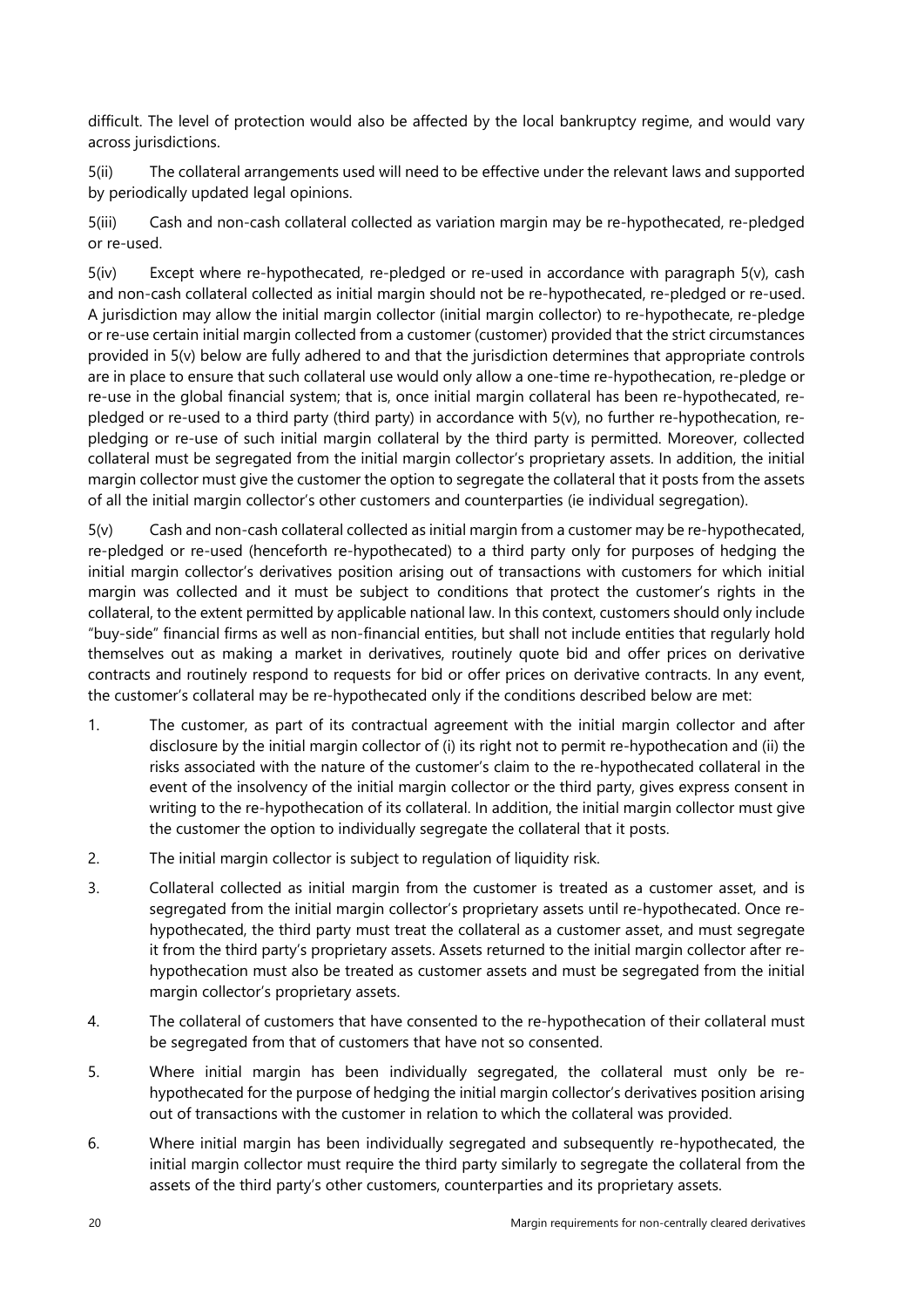difficult. The level of protection would also be affected by the local bankruptcy regime, and would vary across jurisdictions.

5(ii) The collateral arrangements used will need to be effective under the relevant laws and supported by periodically updated legal opinions.

5(iii) Cash and non-cash collateral collected as variation margin may be re-hypothecated, re-pledged or re-used.

5(iv) Except where re-hypothecated, re-pledged or re-used in accordance with paragraph 5(v), cash and non-cash collateral collected as initial margin should not be re-hypothecated, re-pledged or re-used. A jurisdiction may allow the initial margin collector (initial margin collector) to re-hypothecate, re-pledge or re-use certain initial margin collected from a customer (customer) provided that the strict circumstances provided in 5(v) below are fully adhered to and that the jurisdiction determines that appropriate controls are in place to ensure that such collateral use would only allow a one-time re-hypothecation, re-pledge or re-use in the global financial system; that is, once initial margin collateral has been re-hypothecated, re-pledged or re-used to a third party (third party) in accordance with 5(v), no further re-hypothecation, re-pledging or re-use of such initial margin collateral by the third party is permitted. Moreover, collected collateral must be segregated from the initial margin collector's proprietary assets. In addition, the initial margin collector must give the customer the option to segregate the collateral that it posts from the assets of all the initial margin collector's other customers and counterparties (ie individual segregation).

5(v) Cash and non-cash collateral collected as initial margin from a customer may be re-hypothecated, re-pledged or re-used (henceforth re-hypothecated) to a third party only for purposes of hedging the initial margin collector's derivatives position arising out of transactions with customers for which initial margin was collected and it must be subject to conditions that protect the customer's rights in the collateral, to the extent permitted by applicable national law. In this context, customers should only include "buy-side" financial firms as well as non-financial entities, but shall not include entities that regularly hold themselves out as making a market in derivatives, routinely quote bid and offer prices on derivative contracts and routinely respond to requests for bid or offer prices on derivative contracts. In any event, the customer's collateral may be re-hypothecated only if the conditions described below are met:

1. The customer, as part of its contractual agreement with the initial margin collector and after disclosure by the initial margin collector of (i) its right not to permit re-hypothecation and (ii) the risks associated with the nature of the customer's claim to the re-hypothecated collateral in the event of the insolvency of the initial margin collector or the third party, gives express consent in writing to the re-hypothecation of its collateral. In addition, the initial margin collector must give the customer the option to individually segregate the collateral that it posts.
2. The initial margin collector is subject to regulation of liquidity risk.
3. Collateral collected as initial margin from the customer is treated as a customer asset, and is segregated from the initial margin collector's proprietary assets until re-hypothecated. Once re-hypothecated, the third party must treat the collateral as a customer asset, and must segregate it from the third party's proprietary assets. Assets returned to the initial margin collector after re-hypothecation must also be treated as customer assets and must be segregated from the initial margin collector's proprietary assets.
4. The collateral of customers that have consented to the re-hypothecation of their collateral must be segregated from that of customers that have not so consented.
5. Where initial margin has been individually segregated, the collateral must only be re-hypothecated for the purpose of hedging the initial margin collector's derivatives position arising out of transactions with the customer in relation to which the collateral was provided.
6. Where initial margin has been individually segregated and subsequently re-hypothecated, the initial margin collector must require the third party similarly to segregate the collateral from the assets of the third party's other customers, counterparties and its proprietary assets.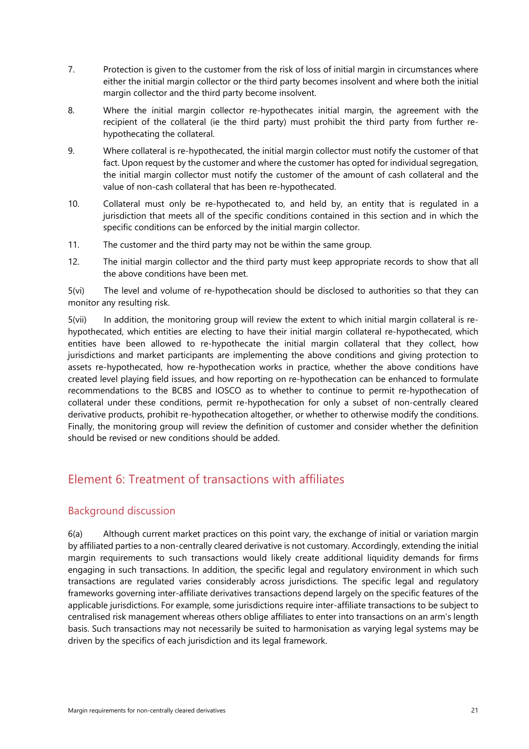7. Protection is given to the customer from the risk of loss of initial margin in circumstances where either the initial margin collector or the third party becomes insolvent and where both the initial margin collector and the third party become insolvent.

8. Where the initial margin collector re-hypothecates initial margin, the agreement with the recipient of the collateral (ie the third party) must prohibit the third party from further re-hypothecating the collateral.

9. Where collateral is re-hypothecated, the initial margin collector must notify the customer of that fact. Upon request by the customer and where the customer has opted for individual segregation, the initial margin collector must notify the customer of the amount of cash collateral and the value of non-cash collateral that has been re-hypothecated.

10. Collateral must only be re-hypothecated to, and held by, an entity that is regulated in a jurisdiction that meets all of the specific conditions contained in this section and in which the specific conditions can be enforced by the initial margin collector.

11. The customer and the third party may not be within the same group.

12. The initial margin collector and the third party must keep appropriate records to show that all the above conditions have been met.

5(vi) The level and volume of re-hypothecation should be disclosed to authorities so that they can monitor any resulting risk.

5(vii) In addition, the monitoring group will review the extent to which initial margin collateral is re-hypothecated, which entities are electing to have their initial margin collateral re-hypothecated, which entities have been allowed to re-hypothecate the initial margin collateral that they collect, how jurisdictions and market participants are implementing the above conditions and giving protection to assets re-hypothecated, how re-hypothecation works in practice, whether the above conditions have created level playing field issues, and how reporting on re-hypothecation can be enhanced to formulate recommendations to the BCBS and IOSCO as to whether to continue to permit re-hypothecation of collateral under these conditions, permit re-hypothecation for only a subset of non-centrally cleared derivative products, prohibit re-hypothecation altogether, or whether to otherwise modify the conditions. Finally, the monitoring group will review the definition of customer and consider whether the definition should be revised or new conditions should be added.

## Element 6: Treatment of transactions with affiliates

### Background discussion

6(a) Although current market practices on this point vary, the exchange of initial or variation margin by affiliated parties to a non-centrally cleared derivative is not customary. Accordingly, extending the initial margin requirements to such transactions would likely create additional liquidity demands for firms engaging in such transactions. In addition, the specific legal and regulatory environment in which such transactions are regulated varies considerably across jurisdictions. The specific legal and regulatory frameworks governing inter-affiliate derivatives transactions depend largely on the specific features of the applicable jurisdictions. For example, some jurisdictions require inter-affiliate transactions to be subject to centralised risk management whereas others oblige affiliates to enter into transactions on an arm's length basis. Such transactions may not necessarily be suited to harmonisation as varying legal systems may be driven by the specifics of each jurisdiction and its legal framework.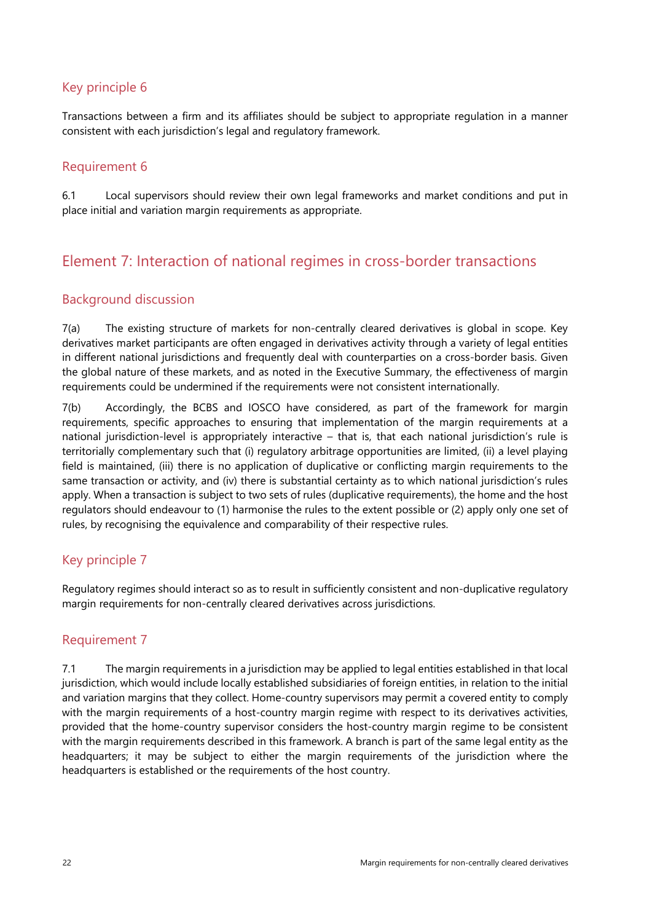### Key principle 6

Transactions between a firm and its affiliates should be subject to appropriate regulation in a manner consistent with each jurisdiction's legal and regulatory framework.

### Requirement 6

6.1 Local supervisors should review their own legal frameworks and market conditions and put in place initial and variation margin requirements as appropriate.

## Element 7: Interaction of national regimes in cross-border transactions

### Background discussion

7(a) The existing structure of markets for non-centrally cleared derivatives is global in scope. Key derivatives market participants are often engaged in derivatives activity through a variety of legal entities in different national jurisdictions and frequently deal with counterparties on a cross-border basis. Given the global nature of these markets, and as noted in the Executive Summary, the effectiveness of margin requirements could be undermined if the requirements were not consistent internationally.

7(b) Accordingly, the BCBS and IOSCO have considered, as part of the framework for margin requirements, specific approaches to ensuring that implementation of the margin requirements at a national jurisdiction-level is appropriately interactive – that is, that each national jurisdiction's rule is territorially complementary such that (i) regulatory arbitrage opportunities are limited, (ii) a level playing field is maintained, (iii) there is no application of duplicative or conflicting margin requirements to the same transaction or activity, and (iv) there is substantial certainty as to which national jurisdiction's rules apply. When a transaction is subject to two sets of rules (duplicative requirements), the home and the host regulators should endeavour to (1) harmonise the rules to the extent possible or (2) apply only one set of rules, by recognising the equivalence and comparability of their respective rules.

### Key principle 7

Regulatory regimes should interact so as to result in sufficiently consistent and non-duplicative regulatory margin requirements for non-centrally cleared derivatives across jurisdictions.

### Requirement 7

7.1 The margin requirements in a jurisdiction may be applied to legal entities established in that local jurisdiction, which would include locally established subsidiaries of foreign entities, in relation to the initial and variation margins that they collect. Home-country supervisors may permit a covered entity to comply with the margin requirements of a host-country margin regime with respect to its derivatives activities, provided that the home-country supervisor considers the host-country margin regime to be consistent with the margin requirements described in this framework. A branch is part of the same legal entity as the headquarters; it may be subject to either the margin requirements of the jurisdiction where the headquarters is established or the requirements of the host country.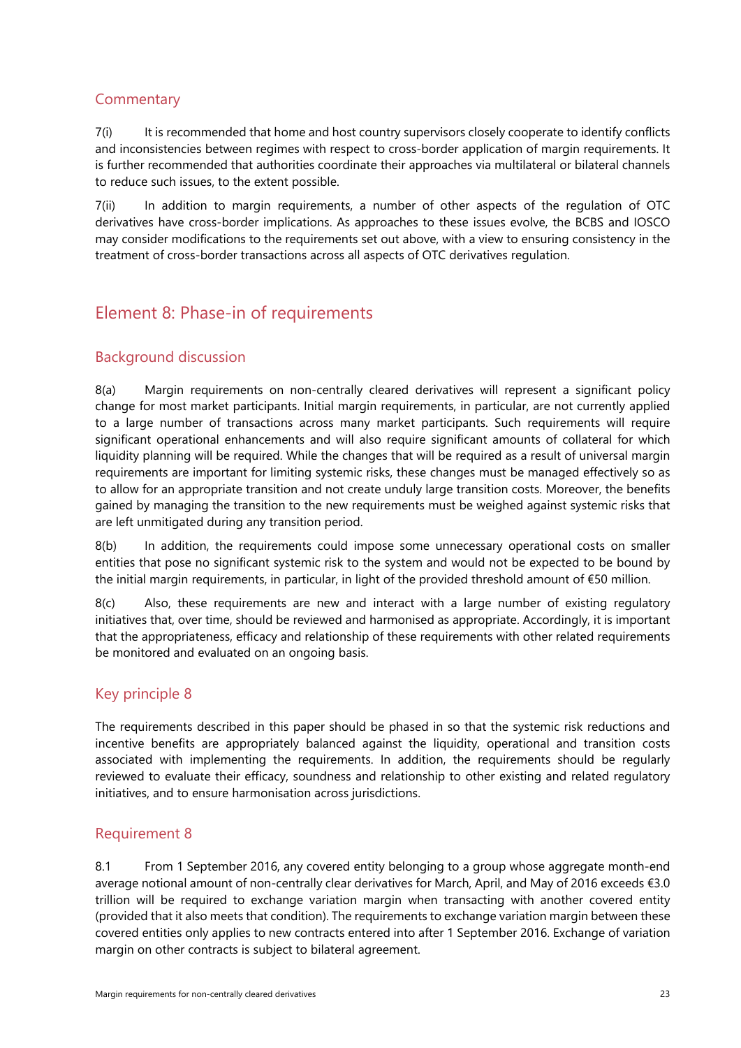### Commentary

7(i) It is recommended that home and host country supervisors closely cooperate to identify conflicts and inconsistencies between regimes with respect to cross-border application of margin requirements. It is further recommended that authorities coordinate their approaches via multilateral or bilateral channels to reduce such issues, to the extent possible.

7(ii) In addition to margin requirements, a number of other aspects of the regulation of OTC derivatives have cross-border implications. As approaches to these issues evolve, the BCBS and IOSCO may consider modifications to the requirements set out above, with a view to ensuring consistency in the treatment of cross-border transactions across all aspects of OTC derivatives regulation.

## Element 8: Phase-in of requirements

### Background discussion

8(a) Margin requirements on non-centrally cleared derivatives will represent a significant policy change for most market participants. Initial margin requirements, in particular, are not currently applied to a large number of transactions across many market participants. Such requirements will require significant operational enhancements and will also require significant amounts of collateral for which liquidity planning will be required. While the changes that will be required as a result of universal margin requirements are important for limiting systemic risks, these changes must be managed effectively so as to allow for an appropriate transition and not create unduly large transition costs. Moreover, the benefits gained by managing the transition to the new requirements must be weighed against systemic risks that are left unmitigated during any transition period.

8(b) In addition, the requirements could impose some unnecessary operational costs on smaller entities that pose no significant systemic risk to the system and would not be expected to be bound by the initial margin requirements, in particular, in light of the provided threshold amount of €50 million.

8(c) Also, these requirements are new and interact with a large number of existing regulatory initiatives that, over time, should be reviewed and harmonised as appropriate. Accordingly, it is important that the appropriateness, efficacy and relationship of these requirements with other related requirements be monitored and evaluated on an ongoing basis.

### Key principle 8

The requirements described in this paper should be phased in so that the systemic risk reductions and incentive benefits are appropriately balanced against the liquidity, operational and transition costs associated with implementing the requirements. In addition, the requirements should be regularly reviewed to evaluate their efficacy, soundness and relationship to other existing and related regulatory initiatives, and to ensure harmonisation across jurisdictions.

### Requirement 8

8.1 From 1 September 2016, any covered entity belonging to a group whose aggregate month-end average notional amount of non-centrally clear derivatives for March, April, and May of 2016 exceeds €3.0 trillion will be required to exchange variation margin when transacting with another covered entity (provided that it also meets that condition). The requirements to exchange variation margin between these covered entities only applies to new contracts entered into after 1 September 2016. Exchange of variation margin on other contracts is subject to bilateral agreement.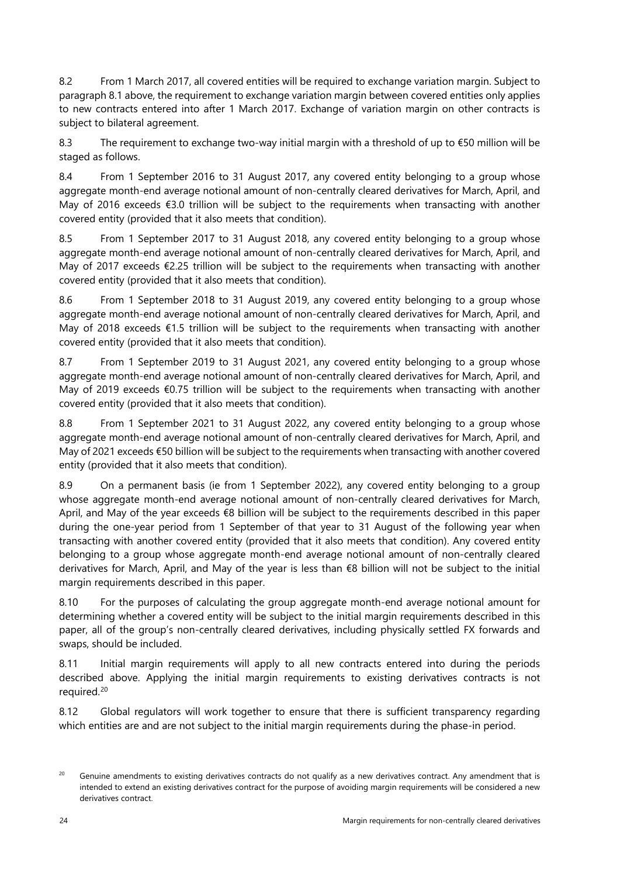8.2 From 1 March 2017, all covered entities will be required to exchange variation margin. Subject to paragraph 8.1 above, the requirement to exchange variation margin between covered entities only applies to new contracts entered into after 1 March 2017. Exchange of variation margin on other contracts is subject to bilateral agreement.

8.3 The requirement to exchange two-way initial margin with a threshold of up to €50 million will be staged as follows.

8.4 From 1 September 2016 to 31 August 2017, any covered entity belonging to a group whose aggregate month-end average notional amount of non-centrally cleared derivatives for March, April, and May of 2016 exceeds €3.0 trillion will be subject to the requirements when transacting with another covered entity (provided that it also meets that condition).

8.5 From 1 September 2017 to 31 August 2018, any covered entity belonging to a group whose aggregate month-end average notional amount of non-centrally cleared derivatives for March, April, and May of 2017 exceeds €2.25 trillion will be subject to the requirements when transacting with another covered entity (provided that it also meets that condition).

8.6 From 1 September 2018 to 31 August 2019, any covered entity belonging to a group whose aggregate month-end average notional amount of non-centrally cleared derivatives for March, April, and May of 2018 exceeds €1.5 trillion will be subject to the requirements when transacting with another covered entity (provided that it also meets that condition).

8.7 From 1 September 2019 to 31 August 2021, any covered entity belonging to a group whose aggregate month-end average notional amount of non-centrally cleared derivatives for March, April, and May of 2019 exceeds €0.75 trillion will be subject to the requirements when transacting with another covered entity (provided that it also meets that condition).

8.8 From 1 September 2021 to 31 August 2022, any covered entity belonging to a group whose aggregate month-end average notional amount of non-centrally cleared derivatives for March, April, and May of 2021 exceeds €50 billion will be subject to the requirements when transacting with another covered entity (provided that it also meets that condition).

8.9 On a permanent basis (ie from 1 September 2022), any covered entity belonging to a group whose aggregate month-end average notional amount of non-centrally cleared derivatives for March, April, and May of the year exceeds €8 billion will be subject to the requirements described in this paper during the one-year period from 1 September of that year to 31 August of the following year when transacting with another covered entity (provided that it also meets that condition). Any covered entity belonging to a group whose aggregate month-end average notional amount of non-centrally cleared derivatives for March, April, and May of the year is less than €8 billion will not be subject to the initial margin requirements described in this paper.

8.10 For the purposes of calculating the group aggregate month-end average notional amount for determining whether a covered entity will be subject to the initial margin requirements described in this paper, all of the group's non-centrally cleared derivatives, including physically settled FX forwards and swaps, should be included.

8.11 Initial margin requirements will apply to all new contracts entered into during the periods described above. Applying the initial margin requirements to existing derivatives contracts is not required.[20]

8.12 Global regulators will work together to ensure that there is sufficient transparency regarding which entities are and are not subject to the initial margin requirements during the phase-in period.

[20] Genuine amendments to existing derivatives contracts do not qualify as a new derivatives contract. Any amendment that is intended to extend an existing derivatives contract for the purpose of avoiding margin requirements will be considered a new derivatives contract.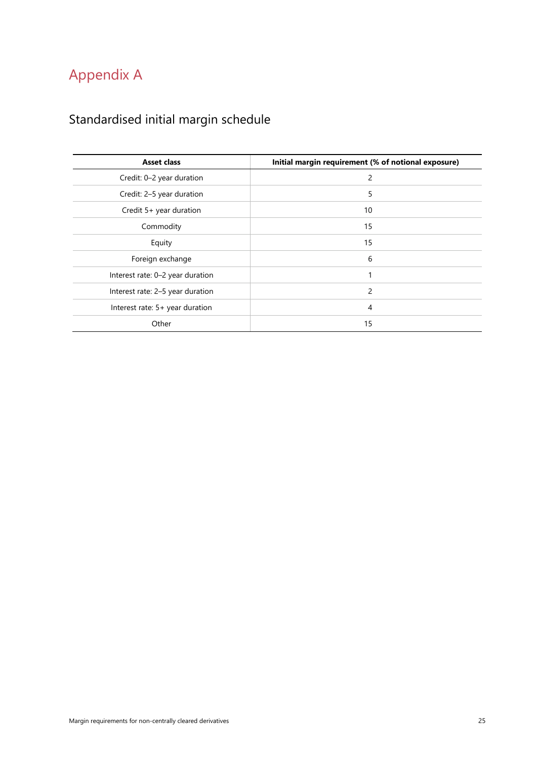# Appendix A

## Standardised initial margin schedule

| Asset class | Initial margin requirement (% of notional exposure) |
|---|---|
| Credit: 0–2 year duration | 2 |
| Credit: 2–5 year duration | 5 |
| Credit 5+ year duration | 10 |
| Commodity | 15 |
| Equity | 15 |
| Foreign exchange | 6 |
| Interest rate: 0–2 year duration | 1 |
| Interest rate: 2–5 year duration | 2 |
| Interest rate: 5+ year duration | 4 |
| Other | 15 |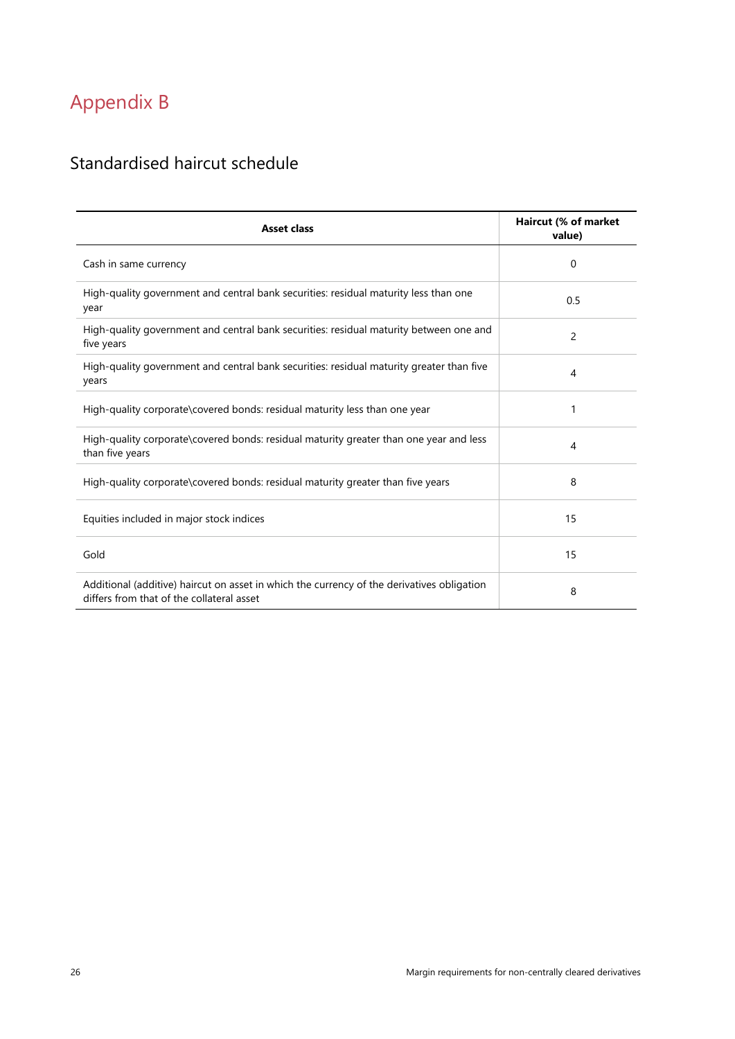# Appendix B

## Standardised haircut schedule

| Asset class | Haircut (% of market value) |
|---|---|
| Cash in same currency | 0 |
| High-quality government and central bank securities: residual maturity less than one year | 0.5 |
| High-quality government and central bank securities: residual maturity between one and five years | 2 |
| High-quality government and central bank securities: residual maturity greater than five years | 4 |
| High-quality corporate\covered bonds: residual maturity less than one year | 1 |
| High-quality corporate\covered bonds: residual maturity greater than one year and less than five years | 4 |
| High-quality corporate\covered bonds: residual maturity greater than five years | 8 |
| Equities included in major stock indices | 15 |
| Gold | 15 |
| Additional (additive) haircut on asset in which the currency of the derivatives obligation differs from that of the collateral asset | 8 |